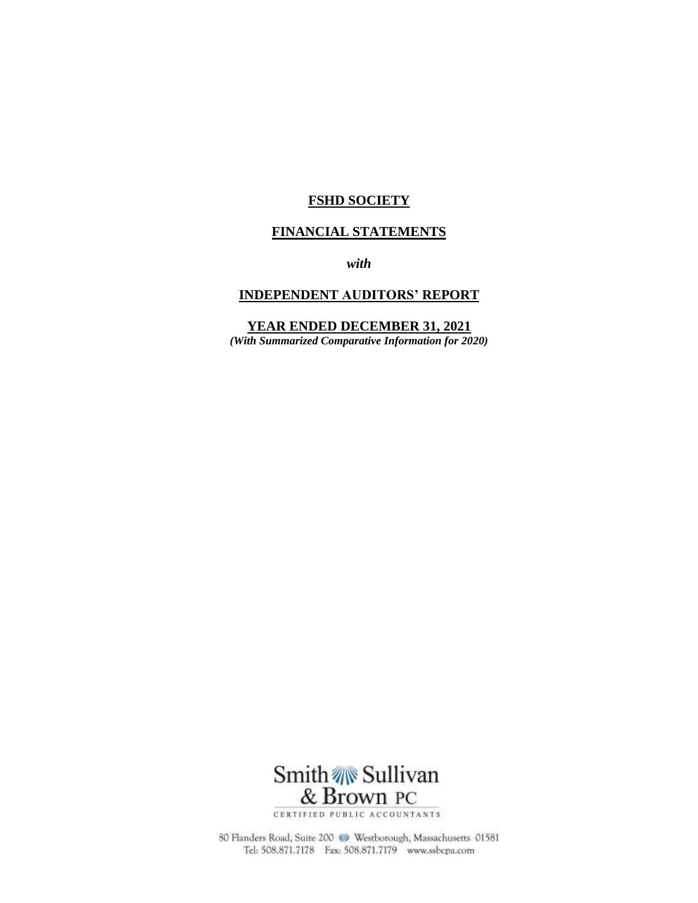# FSHD SOCIETY

## FINANCIAL STATEMENTS

*with*

## INDEPENDENT AUDITORS' REPORT

## YEAR ENDED DECEMBER 31, 2021

***(With Summarized Comparative Information for 2020)***

Smith Sullivan & Brown PC

CERTIFIED PUBLIC ACCOUNTANTS

80 Flanders Road, Suite 200 Westborough, Massachusetts 01581
Tel: 508.871.7178 Fax: 508.871.7179 www.ssbcpa.com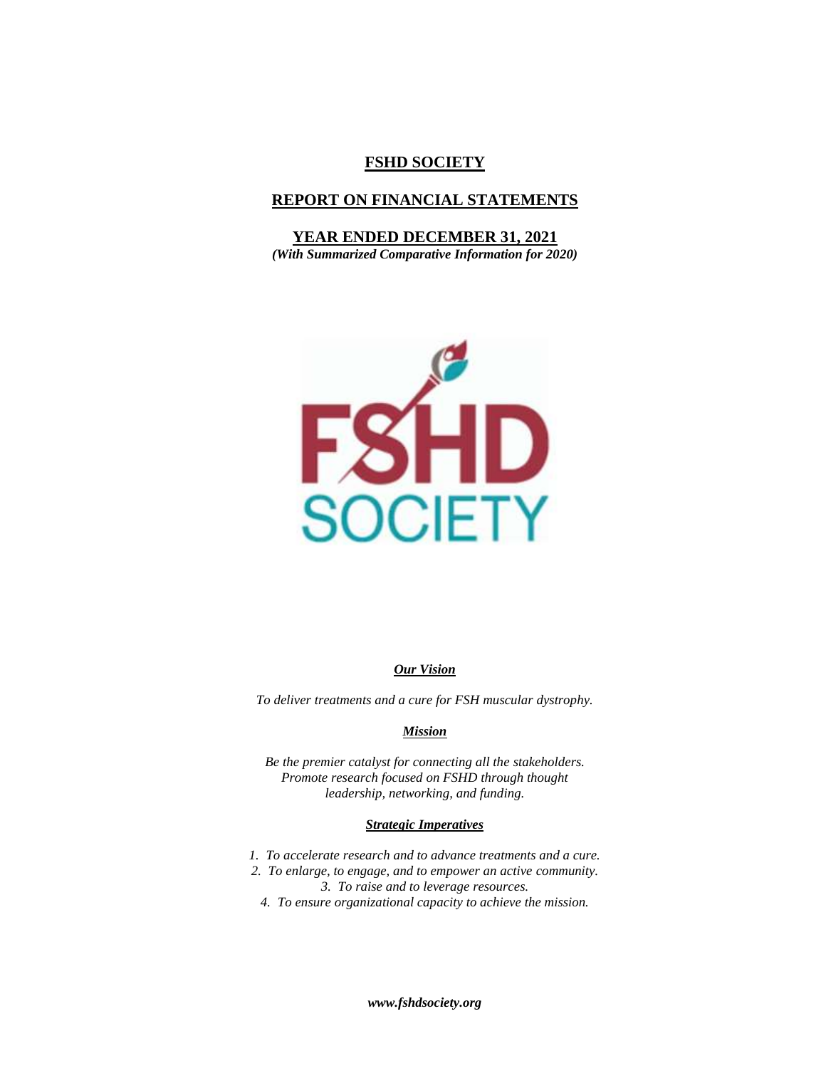# FSHD SOCIETY

## REPORT ON FINANCIAL STATEMENTS

### YEAR ENDED DECEMBER 31, 2021

***(With Summarized Comparative Information for 2020)***

***Our Vision***

*To deliver treatments and a cure for FSH muscular dystrophy.*

***Mission***

*Be the premier catalyst for connecting all the stakeholders. Promote research focused on FSHD through thought leadership, networking, and funding.*

***Strategic Imperatives***

1. *To accelerate research and to advance treatments and a cure.*
2. *To enlarge, to engage, and to empower an active community.*
3. *To raise and to leverage resources.*
4. *To ensure organizational capacity to achieve the mission.*

***www.fshdsociety.org***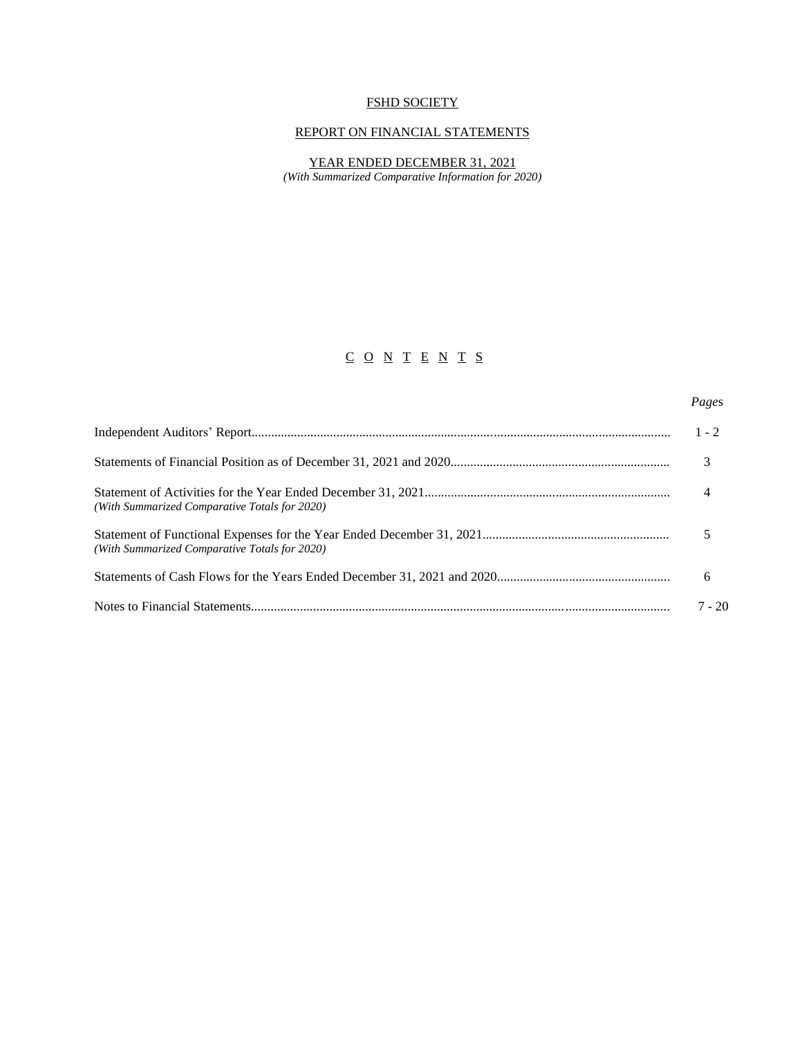# FSHD SOCIETY

## REPORT ON FINANCIAL STATEMENTS

## YEAR ENDED DECEMBER 31, 2021

*(With Summarized Comparative Information for 2020)*

## C O N T E N T S

| | *Pages* |
|---|---|
| Independent Auditors' Report | 1 - 2 |
| Statements of Financial Position as of December 31, 2021 and 2020 | 3 |
| Statement of Activities for the Year Ended December 31, 2021 *(With Summarized Comparative Totals for 2020)* | 4 |
| Statement of Functional Expenses for the Year Ended December 31, 2021 *(With Summarized Comparative Totals for 2020)* | 5 |
| Statements of Cash Flows for the Years Ended December 31, 2021 and 2020 | 6 |
| Notes to Financial Statements | 7 - 20 |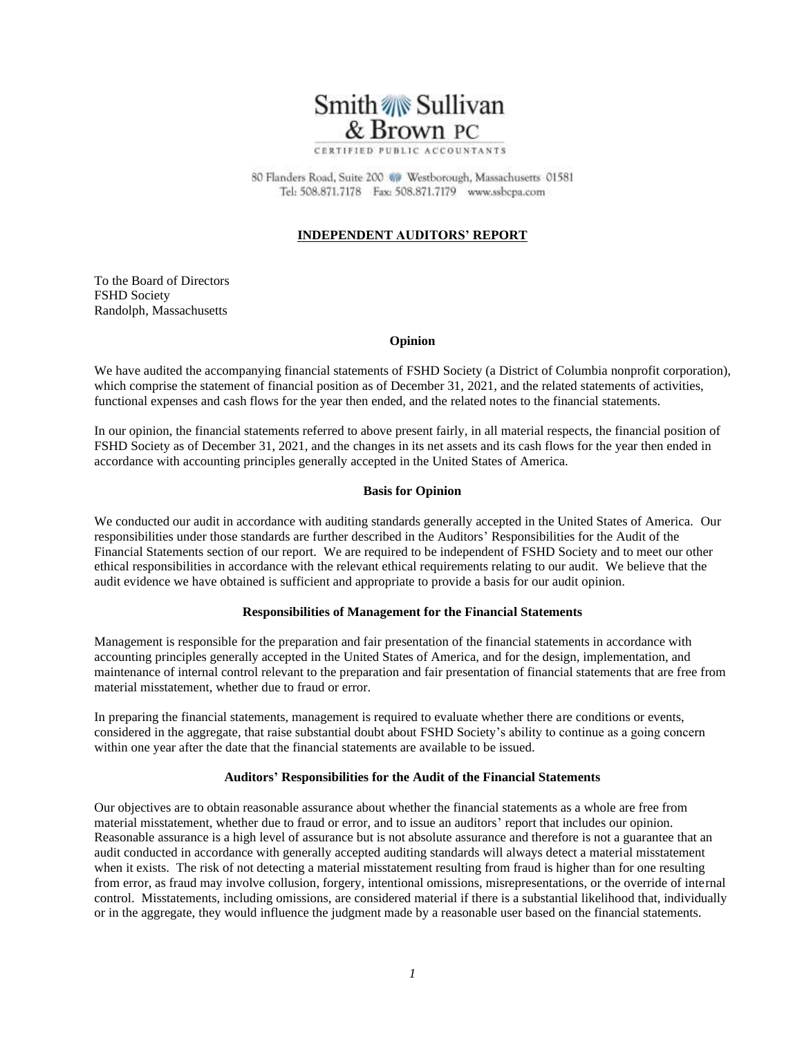Smith Sullivan & Brown PC

CERTIFIED PUBLIC ACCOUNTANTS

80 Flanders Road, Suite 200 Westborough, Massachusetts 01581
Tel: 508.871.7178 Fax: 508.871.7179 www.ssbcpa.com

## INDEPENDENT AUDITORS' REPORT

To the Board of Directors
FSHD Society
Randolph, Massachusetts

### Opinion

We have audited the accompanying financial statements of FSHD Society (a District of Columbia nonprofit corporation), which comprise the statement of financial position as of December 31, 2021, and the related statements of activities, functional expenses and cash flows for the year then ended, and the related notes to the financial statements.

In our opinion, the financial statements referred to above present fairly, in all material respects, the financial position of FSHD Society as of December 31, 2021, and the changes in its net assets and its cash flows for the year then ended in accordance with accounting principles generally accepted in the United States of America.

### Basis for Opinion

We conducted our audit in accordance with auditing standards generally accepted in the United States of America. Our responsibilities under those standards are further described in the Auditors' Responsibilities for the Audit of the Financial Statements section of our report. We are required to be independent of FSHD Society and to meet our other ethical responsibilities in accordance with the relevant ethical requirements relating to our audit. We believe that the audit evidence we have obtained is sufficient and appropriate to provide a basis for our audit opinion.

### Responsibilities of Management for the Financial Statements

Management is responsible for the preparation and fair presentation of the financial statements in accordance with accounting principles generally accepted in the United States of America, and for the design, implementation, and maintenance of internal control relevant to the preparation and fair presentation of financial statements that are free from material misstatement, whether due to fraud or error.

In preparing the financial statements, management is required to evaluate whether there are conditions or events, considered in the aggregate, that raise substantial doubt about FSHD Society's ability to continue as a going concern within one year after the date that the financial statements are available to be issued.

### Auditors' Responsibilities for the Audit of the Financial Statements

Our objectives are to obtain reasonable assurance about whether the financial statements as a whole are free from material misstatement, whether due to fraud or error, and to issue an auditors' report that includes our opinion. Reasonable assurance is a high level of assurance but is not absolute assurance and therefore is not a guarantee that an audit conducted in accordance with generally accepted auditing standards will always detect a material misstatement when it exists. The risk of not detecting a material misstatement resulting from fraud is higher than for one resulting from error, as fraud may involve collusion, forgery, intentional omissions, misrepresentations, or the override of internal control. Misstatements, including omissions, are considered material if there is a substantial likelihood that, individually or in the aggregate, they would influence the judgment made by a reasonable user based on the financial statements.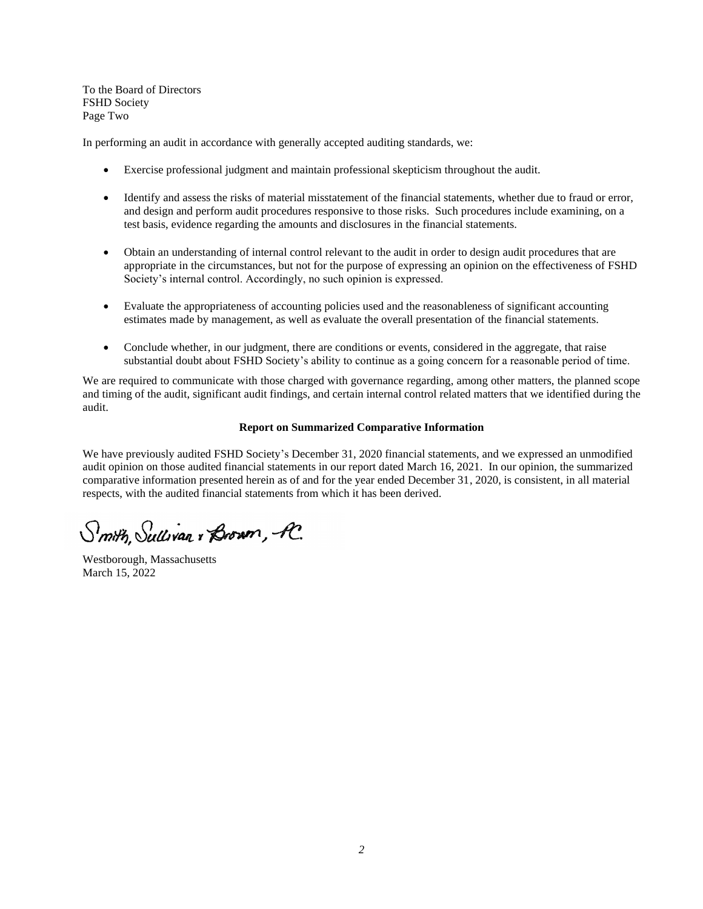To the Board of Directors
FSHD Society
Page Two

In performing an audit in accordance with generally accepted auditing standards, we:

- Exercise professional judgment and maintain professional skepticism throughout the audit.
- Identify and assess the risks of material misstatement of the financial statements, whether due to fraud or error, and design and perform audit procedures responsive to those risks. Such procedures include examining, on a test basis, evidence regarding the amounts and disclosures in the financial statements.
- Obtain an understanding of internal control relevant to the audit in order to design audit procedures that are appropriate in the circumstances, but not for the purpose of expressing an opinion on the effectiveness of FSHD Society's internal control. Accordingly, no such opinion is expressed.
- Evaluate the appropriateness of accounting policies used and the reasonableness of significant accounting estimates made by management, as well as evaluate the overall presentation of the financial statements.
- Conclude whether, in our judgment, there are conditions or events, considered in the aggregate, that raise substantial doubt about FSHD Society's ability to continue as a going concern for a reasonable period of time.

We are required to communicate with those charged with governance regarding, among other matters, the planned scope and timing of the audit, significant audit findings, and certain internal control related matters that we identified during the audit.

**Report on Summarized Comparative Information**

We have previously audited FSHD Society's December 31, 2020 financial statements, and we expressed an unmodified audit opinion on those audited financial statements in our report dated March 16, 2021. In our opinion, the summarized comparative information presented herein as of and for the year ended December 31, 2020, is consistent, in all material respects, with the audited financial statements from which it has been derived.

Smith, Sullivan & Brown, P.C.

Westborough, Massachusetts
March 15, 2022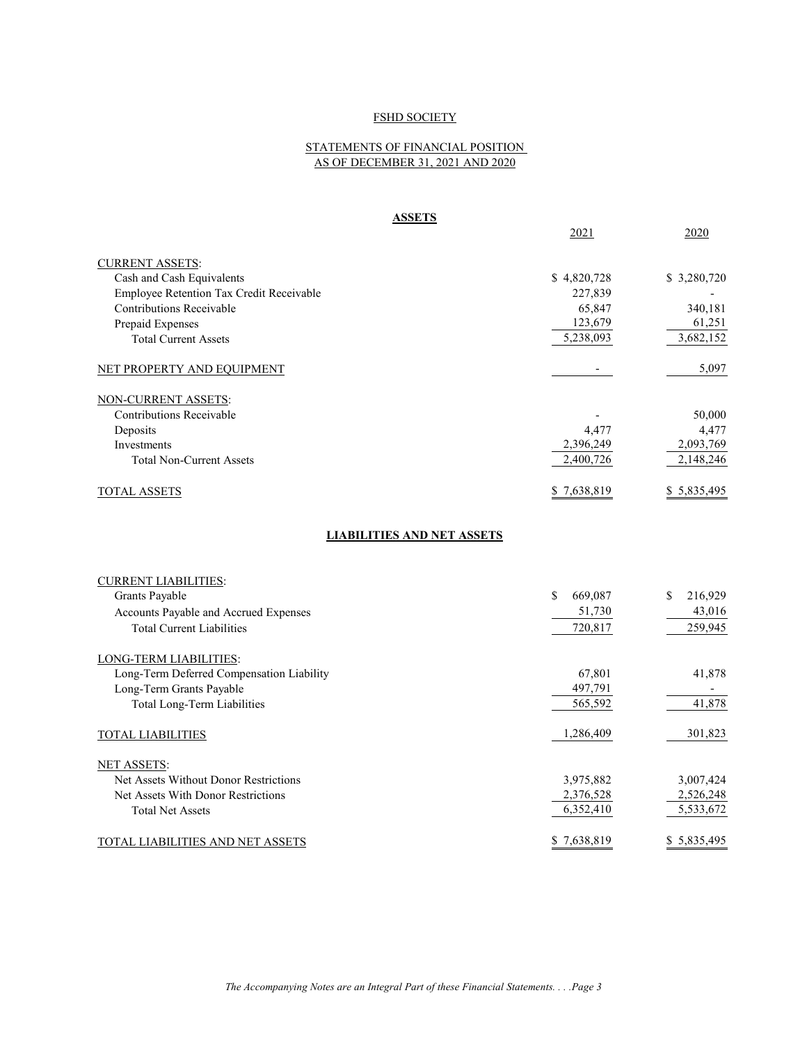# FSHD SOCIETY

## STATEMENTS OF FINANCIAL POSITION AS OF DECEMBER 31, 2021 AND 2020

### ASSETS

| | 2021 | 2020 |
|---|---|---|
| CURRENT ASSETS: | | |
| Cash and Cash Equivalents | $ 4,820,728 | $ 3,280,720 |
| Employee Retention Tax Credit Receivable | 227,839 | - |
| Contributions Receivable | 65,847 | 340,181 |
| Prepaid Expenses | 123,679 | 61,251 |
| Total Current Assets | 5,238,093 | 3,682,152 |
| NET PROPERTY AND EQUIPMENT | - | 5,097 |
| NON-CURRENT ASSETS: | | |
| Contributions Receivable | - | 50,000 |
| Deposits | 4,477 | 4,477 |
| Investments | 2,396,249 | 2,093,769 |
| Total Non-Current Assets | 2,400,726 | 2,148,246 |
| TOTAL ASSETS | $ 7,638,819 | $ 5,835,495 |

### LIABILITIES AND NET ASSETS

| | 2021 | 2020 |
|---|---|---|
| CURRENT LIABILITIES: | | |
| Grants Payable | $ 669,087 | $ 216,929 |
| Accounts Payable and Accrued Expenses | 51,730 | 43,016 |
| Total Current Liabilities | 720,817 | 259,945 |
| LONG-TERM LIABILITIES: | | |
| Long-Term Deferred Compensation Liability | 67,801 | 41,878 |
| Long-Term Grants Payable | 497,791 | - |
| Total Long-Term Liabilities | 565,592 | 41,878 |
| TOTAL LIABILITIES | 1,286,409 | 301,823 |
| NET ASSETS: | | |
| Net Assets Without Donor Restrictions | 3,975,882 | 3,007,424 |
| Net Assets With Donor Restrictions | 2,376,528 | 2,526,248 |
| Total Net Assets | 6,352,410 | 5,533,672 |
| TOTAL LIABILITIES AND NET ASSETS | $ 7,638,819 | $ 5,835,495 |

*The Accompanying Notes are an Integral Part of these Financial Statements.*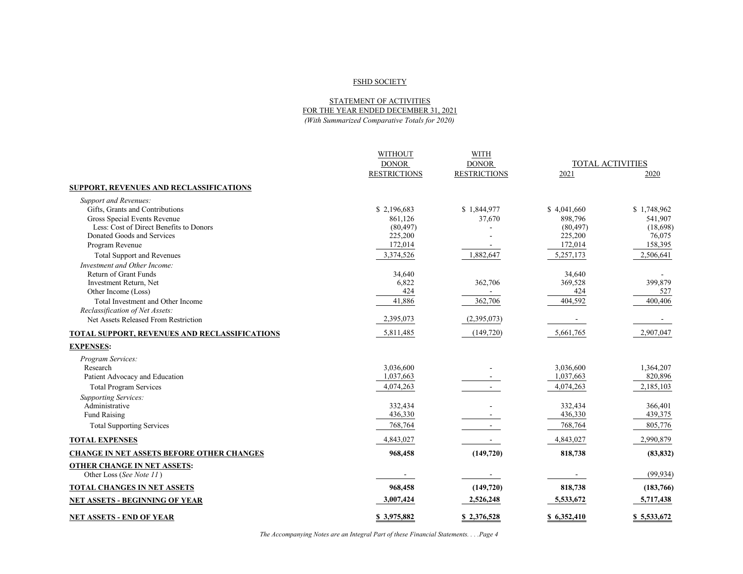FSHD SOCIETY

STATEMENT OF ACTIVITIES
FOR THE YEAR ENDED DECEMBER 31, 2021
*(With Summarized Comparative Totals for 2020)*

| | WITHOUT DONOR RESTRICTIONS | WITH DONOR RESTRICTIONS | TOTAL ACTIVITIES 2021 | TOTAL ACTIVITIES 2020 |
|---|---|---|---|---|
| **SUPPORT, REVENUES AND RECLASSIFICATIONS** | | | | |
| *Support and Revenues:* | | | | |
| Gifts, Grants and Contributions | $ 2,196,683 | $ 1,844,977 | $ 4,041,660 | $ 1,748,962 |
| Gross Special Events Revenue | 861,126 | 37,670 | 898,796 | 541,907 |
| Less: Cost of Direct Benefits to Donors | (80,497) | - | (80,497) | (18,698) |
| Donated Goods and Services | 225,200 | - | 225,200 | 76,075 |
| Program Revenue | 172,014 | - | 172,014 | 158,395 |
| Total Support and Revenues | 3,374,526 | 1,882,647 | 5,257,173 | 2,506,641 |
| *Investment and Other Income:* | | | | |
| Return of Grant Funds | 34,640 | | 34,640 | - |
| Investment Return, Net | 6,822 | 362,706 | 369,528 | 399,879 |
| Other Income (Loss) | 424 | - | 424 | 527 |
| Total Investment and Other Income | 41,886 | 362,706 | 404,592 | 400,406 |
| *Reclassification of Net Assets:* | | | | |
| Net Assets Released From Restriction | 2,395,073 | (2,395,073) | - | - |
| **TOTAL SUPPORT, REVENUES AND RECLASSIFICATIONS** | 5,811,485 | (149,720) | 5,661,765 | 2,907,047 |
| **EXPENSES:** | | | | |
| *Program Services:* | | | | |
| Research | 3,036,600 | - | 3,036,600 | 1,364,207 |
| Patient Advocacy and Education | 1,037,663 | - | 1,037,663 | 820,896 |
| Total Program Services | 4,074,263 | - | 4,074,263 | 2,185,103 |
| *Supporting Services:* | | | | |
| Administrative | 332,434 | - | 332,434 | 366,401 |
| Fund Raising | 436,330 | - | 436,330 | 439,375 |
| Total Supporting Services | 768,764 | - | 768,764 | 805,776 |
| **TOTAL EXPENSES** | 4,843,027 | - | 4,843,027 | 2,990,879 |
| **CHANGE IN NET ASSETS BEFORE OTHER CHANGES** | **968,458** | **(149,720)** | **818,738** | **(83,832)** |
| **OTHER CHANGE IN NET ASSETS:** | | | | |
| Other Loss (*See Note 11*) | - | - | - | (99,934) |
| **TOTAL CHANGES IN NET ASSETS** | **968,458** | **(149,720)** | **818,738** | **(183,766)** |
| **NET ASSETS - BEGINNING OF YEAR** | **3,007,424** | **2,526,248** | **5,533,672** | **5,717,438** |
| **NET ASSETS - END OF YEAR** | **$ 3,975,882** | **$ 2,376,528** | **$ 6,352,410** | **$ 5,533,672** |

*The Accompanying Notes are an Integral Part of these Financial Statements. . . .Page 4*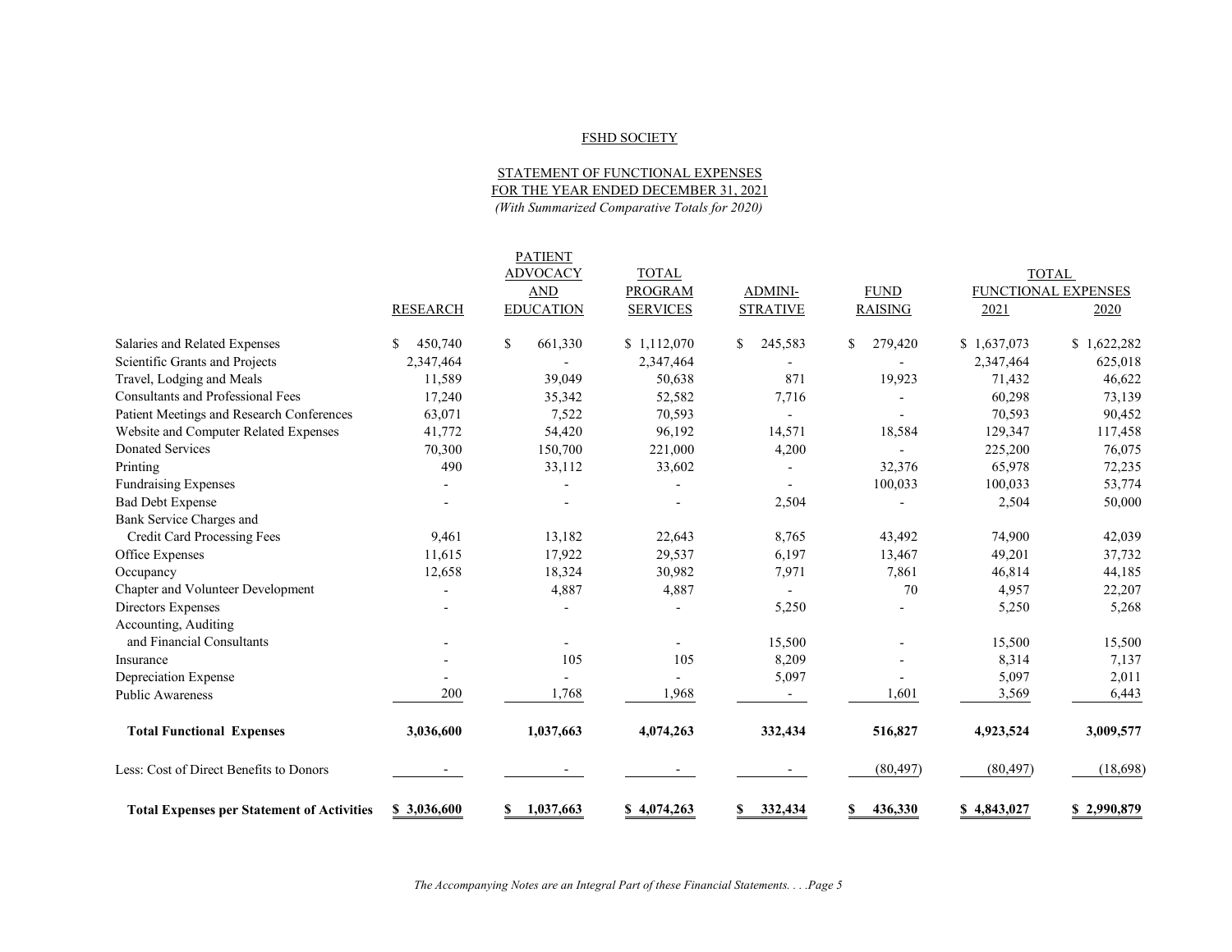FSHD SOCIETY

STATEMENT OF FUNCTIONAL EXPENSES
FOR THE YEAR ENDED DECEMBER 31, 2021
*(With Summarized Comparative Totals for 2020)*

| | RESEARCH | PATIENT ADVOCACY AND EDUCATION | TOTAL PROGRAM SERVICES | ADMINI-STRATIVE | FUND RAISING | TOTAL FUNCTIONAL EXPENSES 2021 | TOTAL FUNCTIONAL EXPENSES 2020 |
|---|---|---|---|---|---|---|---|
| Salaries and Related Expenses | $ 450,740 | $ 661,330 | $ 1,112,070 | $ 245,583 | $ 279,420 | $ 1,637,073 | $ 1,622,282 |
| Scientific Grants and Projects | 2,347,464 | - | 2,347,464 | - | - | 2,347,464 | 625,018 |
| Travel, Lodging and Meals | 11,589 | 39,049 | 50,638 | 871 | 19,923 | 71,432 | 46,622 |
| Consultants and Professional Fees | 17,240 | 35,342 | 52,582 | 7,716 | - | 60,298 | 73,139 |
| Patient Meetings and Research Conferences | 63,071 | 7,522 | 70,593 | - | - | 70,593 | 90,452 |
| Website and Computer Related Expenses | 41,772 | 54,420 | 96,192 | 14,571 | 18,584 | 129,347 | 117,458 |
| Donated Services | 70,300 | 150,700 | 221,000 | 4,200 | - | 225,200 | 76,075 |
| Printing | 490 | 33,112 | 33,602 | - | 32,376 | 65,978 | 72,235 |
| Fundraising Expenses | - | - | - | - | 100,033 | 100,033 | 53,774 |
| Bad Debt Expense | - | - | - | 2,504 | - | 2,504 | 50,000 |
| Bank Service Charges and Credit Card Processing Fees | 9,461 | 13,182 | 22,643 | 8,765 | 43,492 | 74,900 | 42,039 |
| Office Expenses | 11,615 | 17,922 | 29,537 | 6,197 | 13,467 | 49,201 | 37,732 |
| Occupancy | 12,658 | 18,324 | 30,982 | 7,971 | 7,861 | 46,814 | 44,185 |
| Chapter and Volunteer Development | - | 4,887 | 4,887 | - | 70 | 4,957 | 22,207 |
| Directors Expenses | - | - | - | 5,250 | - | 5,250 | 5,268 |
| Accounting, Auditing and Financial Consultants | - | - | - | 15,500 | - | 15,500 | 15,500 |
| Insurance | - | 105 | 105 | 8,209 | - | 8,314 | 7,137 |
| Depreciation Expense | - | - | - | 5,097 | - | 5,097 | 2,011 |
| Public Awareness | 200 | 1,768 | 1,968 | - | 1,601 | 3,569 | 6,443 |
| **Total Functional Expenses** | **3,036,600** | **1,037,663** | **4,074,263** | **332,434** | **516,827** | **4,923,524** | **3,009,577** |
| Less: Cost of Direct Benefits to Donors | - | - | - | - | (80,497) | (80,497) | (18,698) |
| **Total Expenses per Statement of Activities** | **$ 3,036,600** | **$ 1,037,663** | **$ 4,074,263** | **$ 332,434** | **$ 436,330** | **$ 4,843,027** | **$ 2,990,879** |

*The Accompanying Notes are an Integral Part of these Financial Statements. . . .Page 5*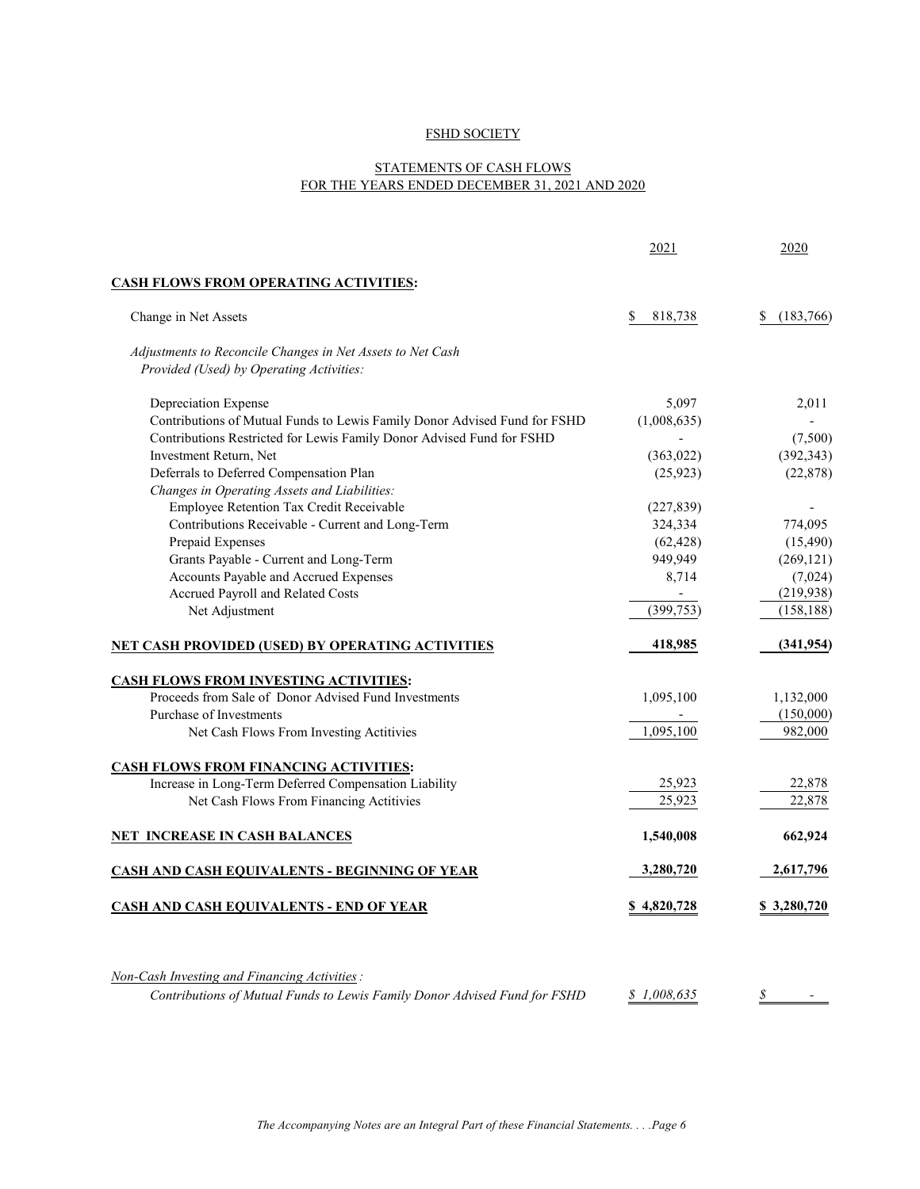# FSHD SOCIETY

## STATEMENTS OF CASH FLOWS
## FOR THE YEARS ENDED DECEMBER 31, 2021 AND 2020

| | 2021 | 2020 |
|---|---|---|
| **CASH FLOWS FROM OPERATING ACTIVITIES:** | | |
| Change in Net Assets | $ 818,738 | $ (183,766) |
| *Adjustments to Reconcile Changes in Net Assets to Net Cash Provided (Used) by Operating Activities:* | | |
| Depreciation Expense | 5,097 | 2,011 |
| Contributions of Mutual Funds to Lewis Family Donor Advised Fund for FSHD | (1,008,635) | - |
| Contributions Restricted for Lewis Family Donor Advised Fund for FSHD | - | (7,500) |
| Investment Return, Net | (363,022) | (392,343) |
| Deferrals to Deferred Compensation Plan | (25,923) | (22,878) |
| *Changes in Operating Assets and Liabilities:* | | |
| Employee Retention Tax Credit Receivable | (227,839) | - |
| Contributions Receivable - Current and Long-Term | 324,334 | 774,095 |
| Prepaid Expenses | (62,428) | (15,490) |
| Grants Payable - Current and Long-Term | 949,949 | (269,121) |
| Accounts Payable and Accrued Expenses | 8,714 | (7,024) |
| Accrued Payroll and Related Costs | - | (219,938) |
| Net Adjustment | (399,753) | (158,188) |
| **NET CASH PROVIDED (USED) BY OPERATING ACTIVITIES** | **418,985** | **(341,954)** |
| **CASH FLOWS FROM INVESTING ACTIVITIES:** | | |
| Proceeds from Sale of Donor Advised Fund Investments | 1,095,100 | 1,132,000 |
| Purchase of Investments | - | (150,000) |
| Net Cash Flows From Investing Actitivies | 1,095,100 | 982,000 |
| **CASH FLOWS FROM FINANCING ACTIVITIES:** | | |
| Increase in Long-Term Deferred Compensation Liability | 25,923 | 22,878 |
| Net Cash Flows From Financing Actitivies | 25,923 | 22,878 |
| **NET INCREASE IN CASH BALANCES** | **1,540,008** | **662,924** |
| **CASH AND CASH EQUIVALENTS - BEGINNING OF YEAR** | **3,280,720** | **2,617,796** |
| **CASH AND CASH EQUIVALENTS - END OF YEAR** | **$ 4,820,728** | **$ 3,280,720** |

*Non-Cash Investing and Financing Activities:*

| | | |
|---|---|---|
| *Contributions of Mutual Funds to Lewis Family Donor Advised Fund for FSHD* | *$ 1,008,635* | *$ -* |

*The Accompanying Notes are an Integral Part of these Financial Statements.*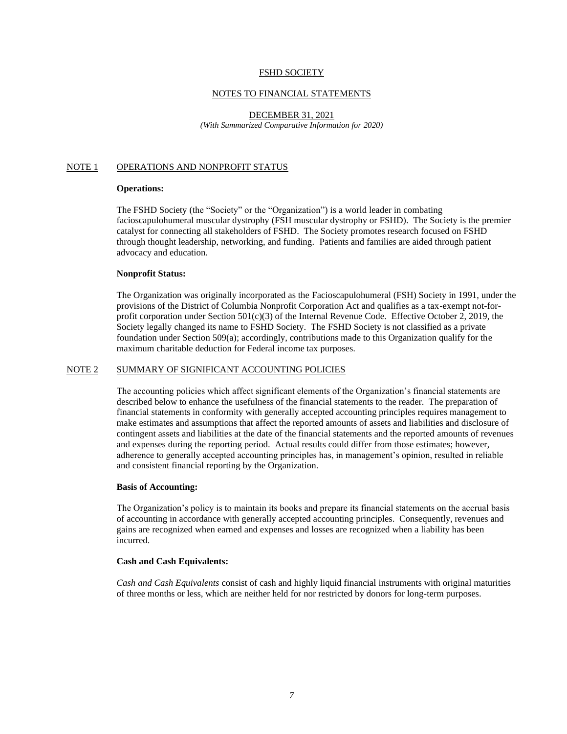# FSHD SOCIETY

## NOTES TO FINANCIAL STATEMENTS

DECEMBER 31, 2021
*(With Summarized Comparative Information for 2020)*

## NOTE 1 OPERATIONS AND NONPROFIT STATUS

**Operations:**

The FSHD Society (the "Society" or the "Organization") is a world leader in combating facioscapulohumeral muscular dystrophy (FSH muscular dystrophy or FSHD). The Society is the premier catalyst for connecting all stakeholders of FSHD. The Society promotes research focused on FSHD through thought leadership, networking, and funding. Patients and families are aided through patient advocacy and education.

**Nonprofit Status:**

The Organization was originally incorporated as the Facioscapulohumeral (FSH) Society in 1991, under the provisions of the District of Columbia Nonprofit Corporation Act and qualifies as a tax-exempt not-for-profit corporation under Section 501(c)(3) of the Internal Revenue Code. Effective October 2, 2019, the Society legally changed its name to FSHD Society. The FSHD Society is not classified as a private foundation under Section 509(a); accordingly, contributions made to this Organization qualify for the maximum charitable deduction for Federal income tax purposes.

## NOTE 2 SUMMARY OF SIGNIFICANT ACCOUNTING POLICIES

The accounting policies which affect significant elements of the Organization's financial statements are described below to enhance the usefulness of the financial statements to the reader. The preparation of financial statements in conformity with generally accepted accounting principles requires management to make estimates and assumptions that affect the reported amounts of assets and liabilities and disclosure of contingent assets and liabilities at the date of the financial statements and the reported amounts of revenues and expenses during the reporting period. Actual results could differ from those estimates; however, adherence to generally accepted accounting principles has, in management's opinion, resulted in reliable and consistent financial reporting by the Organization.

**Basis of Accounting:**

The Organization's policy is to maintain its books and prepare its financial statements on the accrual basis of accounting in accordance with generally accepted accounting principles. Consequently, revenues and gains are recognized when earned and expenses and losses are recognized when a liability has been incurred.

**Cash and Cash Equivalents:**

*Cash and Cash Equivalents* consist of cash and highly liquid financial instruments with original maturities of three months or less, which are neither held for nor restricted by donors for long-term purposes.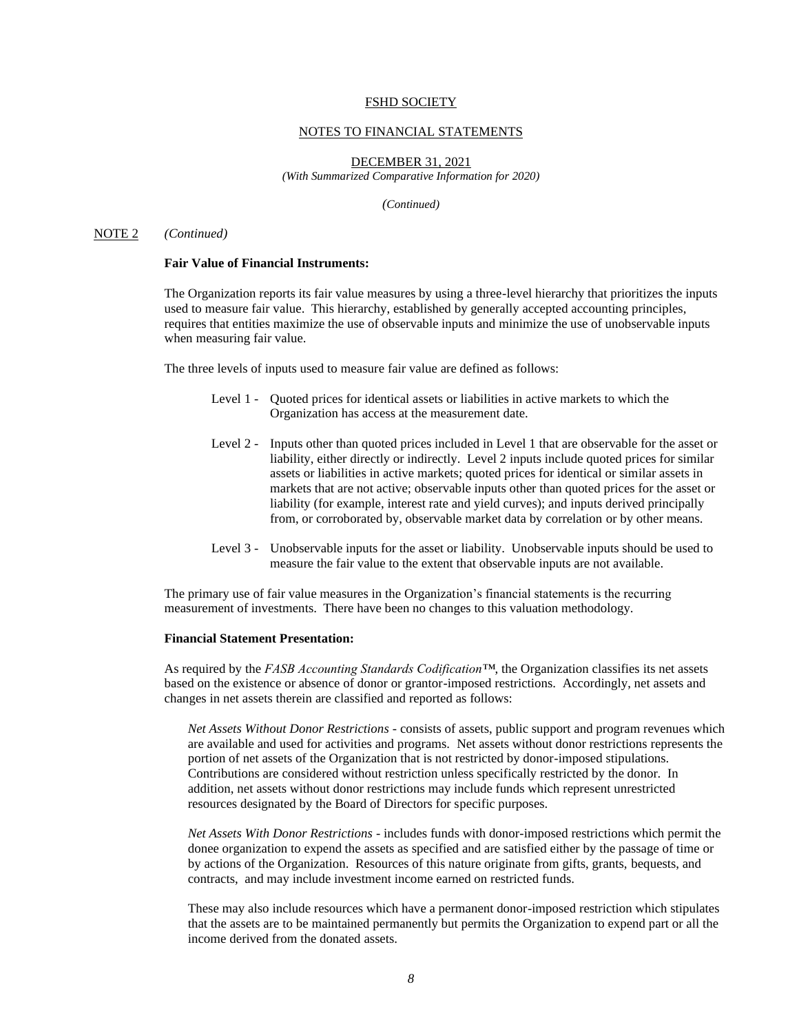NOTE 2 *(Continued)*

**Fair Value of Financial Instruments:**

The Organization reports its fair value measures by using a three-level hierarchy that prioritizes the inputs used to measure fair value. This hierarchy, established by generally accepted accounting principles, requires that entities maximize the use of observable inputs and minimize the use of unobservable inputs when measuring fair value.

The three levels of inputs used to measure fair value are defined as follows:

- Level 1 - Quoted prices for identical assets or liabilities in active markets to which the Organization has access at the measurement date.
- Level 2 - Inputs other than quoted prices included in Level 1 that are observable for the asset or liability, either directly or indirectly. Level 2 inputs include quoted prices for similar assets or liabilities in active markets; quoted prices for identical or similar assets in markets that are not active; observable inputs other than quoted prices for the asset or liability (for example, interest rate and yield curves); and inputs derived principally from, or corroborated by, observable market data by correlation or by other means.
- Level 3 - Unobservable inputs for the asset or liability. Unobservable inputs should be used to measure the fair value to the extent that observable inputs are not available.

The primary use of fair value measures in the Organization's financial statements is the recurring measurement of investments. There have been no changes to this valuation methodology.

**Financial Statement Presentation:**

As required by the *FASB Accounting Standards Codification™*, the Organization classifies its net assets based on the existence or absence of donor or grantor-imposed restrictions. Accordingly, net assets and changes in net assets therein are classified and reported as follows:

*Net Assets Without Donor Restrictions* - consists of assets, public support and program revenues which are available and used for activities and programs. Net assets without donor restrictions represents the portion of net assets of the Organization that is not restricted by donor-imposed stipulations. Contributions are considered without restriction unless specifically restricted by the donor. In addition, net assets without donor restrictions may include funds which represent unrestricted resources designated by the Board of Directors for specific purposes.

*Net Assets With Donor Restrictions* - includes funds with donor-imposed restrictions which permit the donee organization to expend the assets as specified and are satisfied either by the passage of time or by actions of the Organization. Resources of this nature originate from gifts, grants, bequests, and contracts, and may include investment income earned on restricted funds.

These may also include resources which have a permanent donor-imposed restriction which stipulates that the assets are to be maintained permanently but permits the Organization to expend part or all the income derived from the donated assets.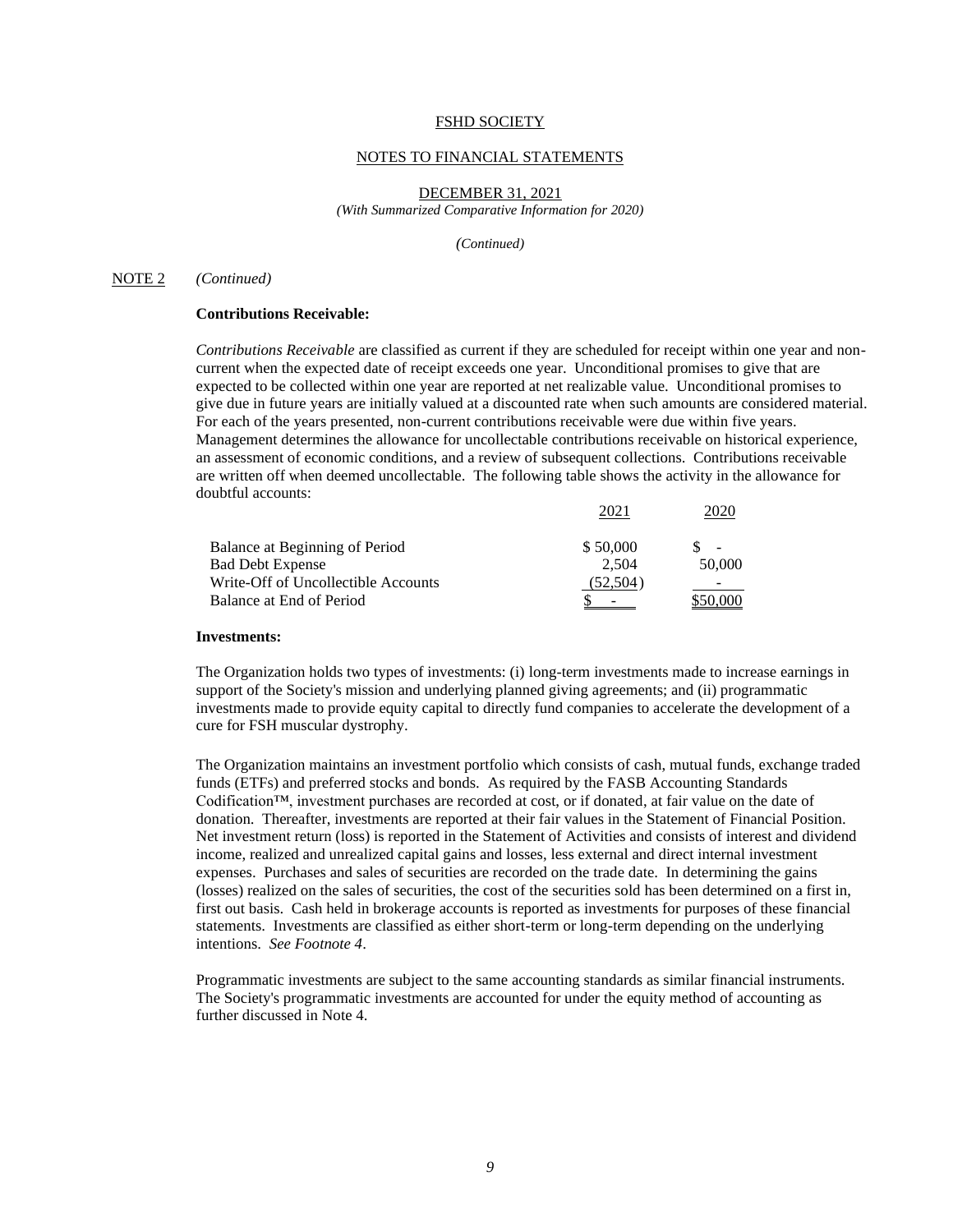FSHD SOCIETY

NOTES TO FINANCIAL STATEMENTS

DECEMBER 31, 2021
*(With Summarized Comparative Information for 2020)*

*(Continued)*

NOTE 2 *(Continued)*

**Contributions Receivable:**

*Contributions Receivable* are classified as current if they are scheduled for receipt within one year and non-current when the expected date of receipt exceeds one year. Unconditional promises to give that are expected to be collected within one year are reported at net realizable value. Unconditional promises to give due in future years are initially valued at a discounted rate when such amounts are considered material. For each of the years presented, non-current contributions receivable were due within five years. Management determines the allowance for uncollectable contributions receivable on historical experience, an assessment of economic conditions, and a review of subsequent collections. Contributions receivable are written off when deemed uncollectable. The following table shows the activity in the allowance for doubtful accounts:

| | 2021 | 2020 |
|---|---|---|
| Balance at Beginning of Period | $ 50,000 | $ - |
| Bad Debt Expense | 2,504 | 50,000 |
| Write-Off of Uncollectible Accounts | (52,504) | - |
| Balance at End of Period | $ - | $50,000 |

**Investments:**

The Organization holds two types of investments: (i) long-term investments made to increase earnings in support of the Society's mission and underlying planned giving agreements; and (ii) programmatic investments made to provide equity capital to directly fund companies to accelerate the development of a cure for FSH muscular dystrophy.

The Organization maintains an investment portfolio which consists of cash, mutual funds, exchange traded funds (ETFs) and preferred stocks and bonds. As required by the FASB Accounting Standards Codification™, investment purchases are recorded at cost, or if donated, at fair value on the date of donation. Thereafter, investments are reported at their fair values in the Statement of Financial Position. Net investment return (loss) is reported in the Statement of Activities and consists of interest and dividend income, realized and unrealized capital gains and losses, less external and direct internal investment expenses. Purchases and sales of securities are recorded on the trade date. In determining the gains (losses) realized on the sales of securities, the cost of the securities sold has been determined on a first in, first out basis. Cash held in brokerage accounts is reported as investments for purposes of these financial statements. Investments are classified as either short-term or long-term depending on the underlying intentions. *See Footnote 4*.

Programmatic investments are subject to the same accounting standards as similar financial instruments. The Society's programmatic investments are accounted for under the equity method of accounting as further discussed in Note 4.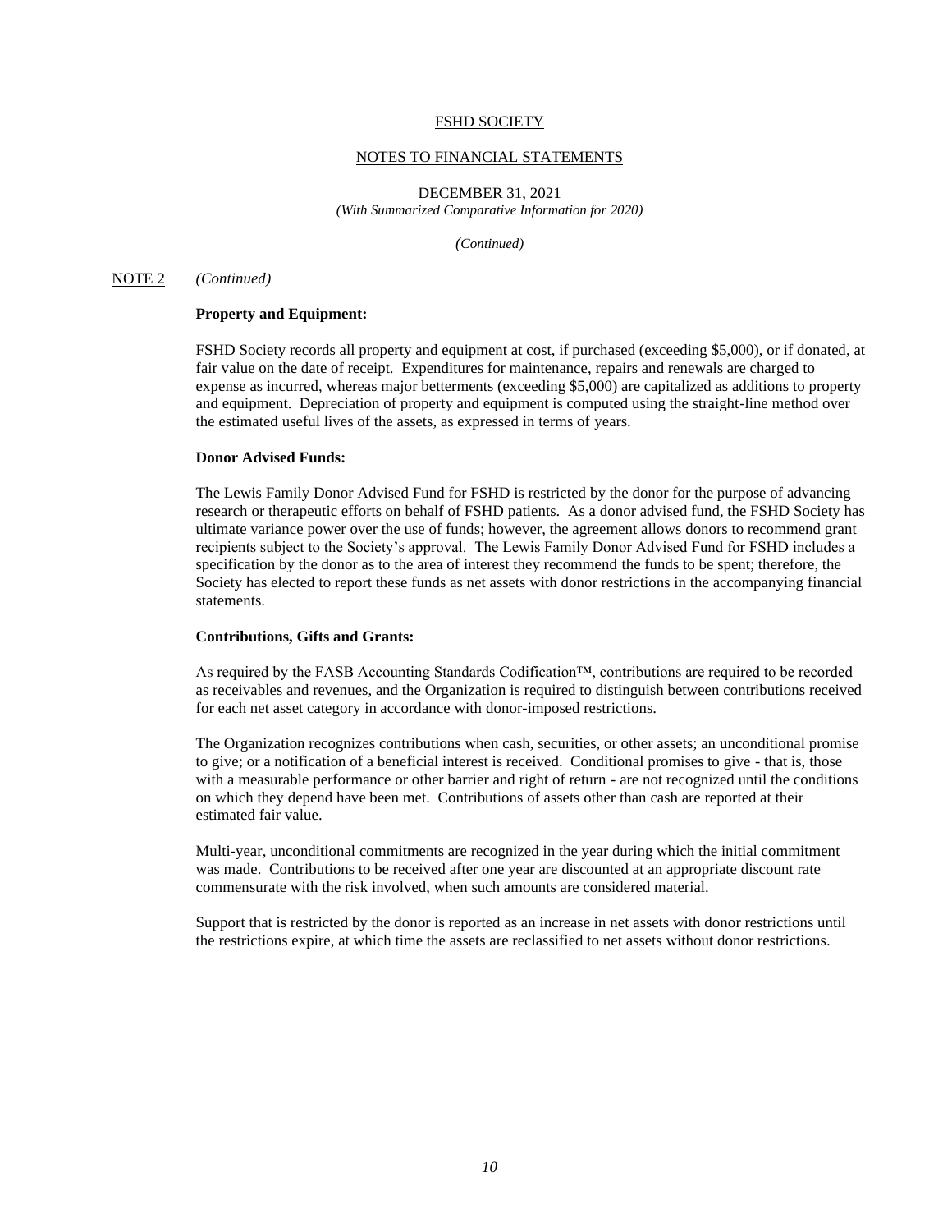FSHD SOCIETY

NOTES TO FINANCIAL STATEMENTS

DECEMBER 31, 2021
*(With Summarized Comparative Information for 2020)*

*(Continued)*

NOTE 2 *(Continued)*

**Property and Equipment:**

FSHD Society records all property and equipment at cost, if purchased (exceeding $5,000), or if donated, at fair value on the date of receipt. Expenditures for maintenance, repairs and renewals are charged to expense as incurred, whereas major betterments (exceeding $5,000) are capitalized as additions to property and equipment. Depreciation of property and equipment is computed using the straight-line method over the estimated useful lives of the assets, as expressed in terms of years.

**Donor Advised Funds:**

The Lewis Family Donor Advised Fund for FSHD is restricted by the donor for the purpose of advancing research or therapeutic efforts on behalf of FSHD patients. As a donor advised fund, the FSHD Society has ultimate variance power over the use of funds; however, the agreement allows donors to recommend grant recipients subject to the Society's approval. The Lewis Family Donor Advised Fund for FSHD includes a specification by the donor as to the area of interest they recommend the funds to be spent; therefore, the Society has elected to report these funds as net assets with donor restrictions in the accompanying financial statements.

**Contributions, Gifts and Grants:**

As required by the FASB Accounting Standards Codification™, contributions are required to be recorded as receivables and revenues, and the Organization is required to distinguish between contributions received for each net asset category in accordance with donor-imposed restrictions.

The Organization recognizes contributions when cash, securities, or other assets; an unconditional promise to give; or a notification of a beneficial interest is received. Conditional promises to give - that is, those with a measurable performance or other barrier and right of return - are not recognized until the conditions on which they depend have been met. Contributions of assets other than cash are reported at their estimated fair value.

Multi-year, unconditional commitments are recognized in the year during which the initial commitment was made. Contributions to be received after one year are discounted at an appropriate discount rate commensurate with the risk involved, when such amounts are considered material.

Support that is restricted by the donor is reported as an increase in net assets with donor restrictions until the restrictions expire, at which time the assets are reclassified to net assets without donor restrictions.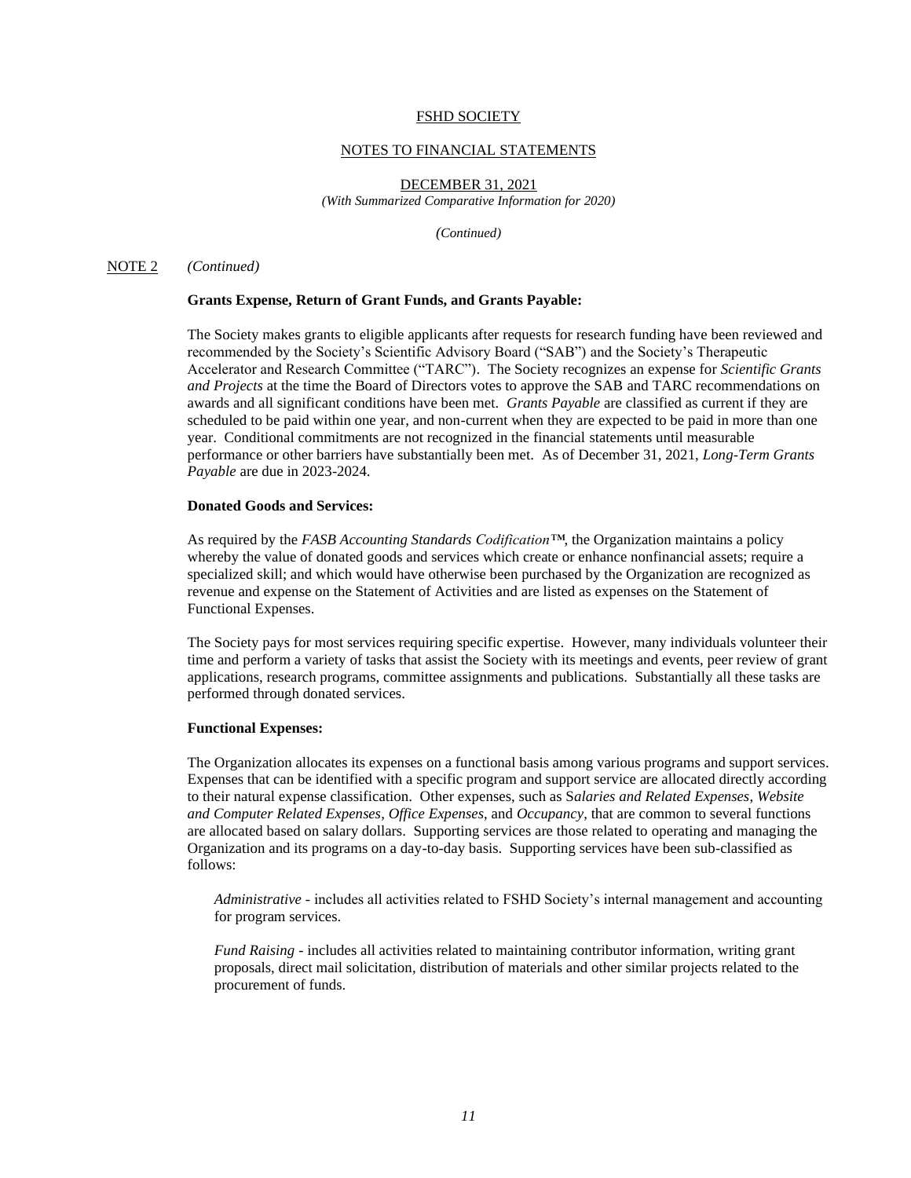FSHD SOCIETY

NOTES TO FINANCIAL STATEMENTS

DECEMBER 31, 2021
*(With Summarized Comparative Information for 2020)*

*(Continued)*

NOTE 2 *(Continued)*

**Grants Expense, Return of Grant Funds, and Grants Payable:**

The Society makes grants to eligible applicants after requests for research funding have been reviewed and recommended by the Society's Scientific Advisory Board ("SAB") and the Society's Therapeutic Accelerator and Research Committee ("TARC"). The Society recognizes an expense for *Scientific Grants and Projects* at the time the Board of Directors votes to approve the SAB and TARC recommendations on awards and all significant conditions have been met. *Grants Payable* are classified as current if they are scheduled to be paid within one year, and non-current when they are expected to be paid in more than one year. Conditional commitments are not recognized in the financial statements until measurable performance or other barriers have substantially been met. As of December 31, 2021, *Long-Term Grants Payable* are due in 2023-2024.

**Donated Goods and Services:**

As required by the *FASB Accounting Standards Codification™*, the Organization maintains a policy whereby the value of donated goods and services which create or enhance nonfinancial assets; require a specialized skill; and which would have otherwise been purchased by the Organization are recognized as revenue and expense on the Statement of Activities and are listed as expenses on the Statement of Functional Expenses.

The Society pays for most services requiring specific expertise. However, many individuals volunteer their time and perform a variety of tasks that assist the Society with its meetings and events, peer review of grant applications, research programs, committee assignments and publications. Substantially all these tasks are performed through donated services.

**Functional Expenses:**

The Organization allocates its expenses on a functional basis among various programs and support services. Expenses that can be identified with a specific program and support service are allocated directly according to their natural expense classification. Other expenses, such as S*alaries and Related Expenses*, *Website and Computer Related Expenses*, *Office Expenses*, and *Occupancy*, that are common to several functions are allocated based on salary dollars. Supporting services are those related to operating and managing the Organization and its programs on a day-to-day basis. Supporting services have been sub-classified as follows:

*Administrative* - includes all activities related to FSHD Society's internal management and accounting for program services.

*Fund Raising* - includes all activities related to maintaining contributor information, writing grant proposals, direct mail solicitation, distribution of materials and other similar projects related to the procurement of funds.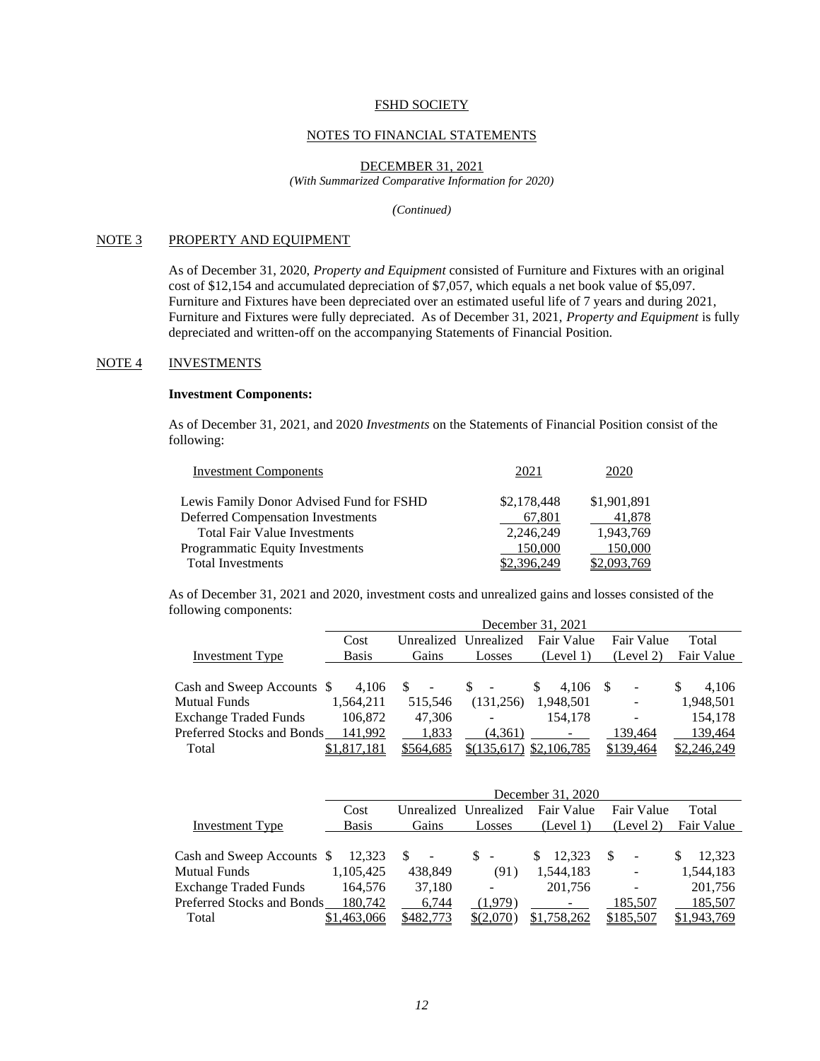FSHD SOCIETY

NOTES TO FINANCIAL STATEMENTS

DECEMBER 31, 2021
*(With Summarized Comparative Information for 2020)*

*(Continued)*

## NOTE 3 PROPERTY AND EQUIPMENT

As of December 31, 2020, *Property and Equipment* consisted of Furniture and Fixtures with an original cost of $12,154 and accumulated depreciation of $7,057, which equals a net book value of $5,097. Furniture and Fixtures have been depreciated over an estimated useful life of 7 years and during 2021, Furniture and Fixtures were fully depreciated. As of December 31, 2021, *Property and Equipment* is fully depreciated and written-off on the accompanying Statements of Financial Position.

## NOTE 4 INVESTMENTS

**Investment Components:**

As of December 31, 2021, and 2020 *Investments* on the Statements of Financial Position consist of the following:

| Investment Components | 2021 | 2020 |
|---|---|---|
| Lewis Family Donor Advised Fund for FSHD | $2,178,448 | $1,901,891 |
| Deferred Compensation Investments | 67,801 | 41,878 |
| Total Fair Value Investments | 2,246,249 | 1,943,769 |
| Programmatic Equity Investments | 150,000 | 150,000 |
| Total Investments | $2,396,249 | $2,093,769 |

As of December 31, 2021 and 2020, investment costs and unrealized gains and losses consisted of the following components:

| | December 31, 2021 | | | | | |
|---|---|---|---|---|---|---|
| Investment Type | Cost Basis | Unrealized Gains | Unrealized Losses | Fair Value (Level 1) | Fair Value (Level 2) | Total Fair Value |
| Cash and Sweep Accounts | $ 4,106 | $ - | $ - | $ 4,106 | $ - | $ 4,106 |
| Mutual Funds | 1,564,211 | 515,546 | (131,256) | 1,948,501 | - | 1,948,501 |
| Exchange Traded Funds | 106,872 | 47,306 | - | 154,178 | - | 154,178 |
| Preferred Stocks and Bonds | 141,992 | 1,833 | (4,361) | - | 139,464 | 139,464 |
| Total | $1,817,181 | $564,685 | $(135,617) | $2,106,785 | $139,464 | $2,246,249 |

| | December 31, 2020 | | | | | |
|---|---|---|---|---|---|---|
| Investment Type | Cost Basis | Unrealized Gains | Unrealized Losses | Fair Value (Level 1) | Fair Value (Level 2) | Total Fair Value |
| Cash and Sweep Accounts | $ 12,323 | $ - | $ - | $ 12,323 | $ - | $ 12,323 |
| Mutual Funds | 1,105,425 | 438,849 | (91) | 1,544,183 | - | 1,544,183 |
| Exchange Traded Funds | 164,576 | 37,180 | - | 201,756 | - | 201,756 |
| Preferred Stocks and Bonds | 180,742 | 6,744 | (1,979) | - | 185,507 | 185,507 |
| Total | $1,463,066 | $482,773 | $(2,070) | $1,758,262 | $185,507 | $1,943,769 |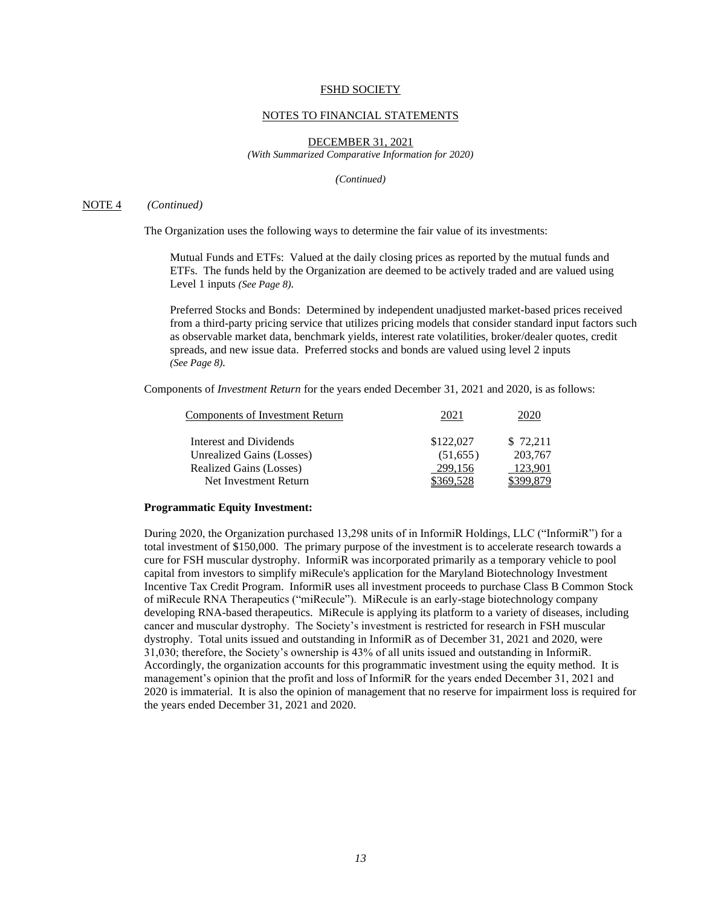FSHD SOCIETY

NOTES TO FINANCIAL STATEMENTS

DECEMBER 31, 2021
*(With Summarized Comparative Information for 2020)*

*(Continued)*

NOTE 4 *(Continued)*

The Organization uses the following ways to determine the fair value of its investments:

Mutual Funds and ETFs: Valued at the daily closing prices as reported by the mutual funds and ETFs. The funds held by the Organization are deemed to be actively traded and are valued using Level 1 inputs *(See Page 8).*

Preferred Stocks and Bonds: Determined by independent unadjusted market-based prices received from a third-party pricing service that utilizes pricing models that consider standard input factors such as observable market data, benchmark yields, interest rate volatilities, broker/dealer quotes, credit spreads, and new issue data. Preferred stocks and bonds are valued using level 2 inputs *(See Page 8).*

Components of *Investment Return* for the years ended December 31, 2021 and 2020, is as follows:

| Components of Investment Return | 2021 | 2020 |
|---|---|---|
| Interest and Dividends | $122,027 | $ 72,211 |
| Unrealized Gains (Losses) | (51,655) | 203,767 |
| Realized Gains (Losses) | 299,156 | 123,901 |
| Net Investment Return | $369,528 | $399,879 |

**Programmatic Equity Investment:**

During 2020, the Organization purchased 13,298 units of in InformiR Holdings, LLC ("InformiR") for a total investment of $150,000. The primary purpose of the investment is to accelerate research towards a cure for FSH muscular dystrophy. InformiR was incorporated primarily as a temporary vehicle to pool capital from investors to simplify miRecule's application for the Maryland Biotechnology Investment Incentive Tax Credit Program. InformiR uses all investment proceeds to purchase Class B Common Stock of miRecule RNA Therapeutics ("miRecule"). MiRecule is an early-stage biotechnology company developing RNA-based therapeutics. MiRecule is applying its platform to a variety of diseases, including cancer and muscular dystrophy. The Society's investment is restricted for research in FSH muscular dystrophy. Total units issued and outstanding in InformiR as of December 31, 2021 and 2020, were 31,030; therefore, the Society's ownership is 43% of all units issued and outstanding in InformiR. Accordingly, the organization accounts for this programmatic investment using the equity method. It is management's opinion that the profit and loss of InformiR for the years ended December 31, 2021 and 2020 is immaterial. It is also the opinion of management that no reserve for impairment loss is required for the years ended December 31, 2021 and 2020.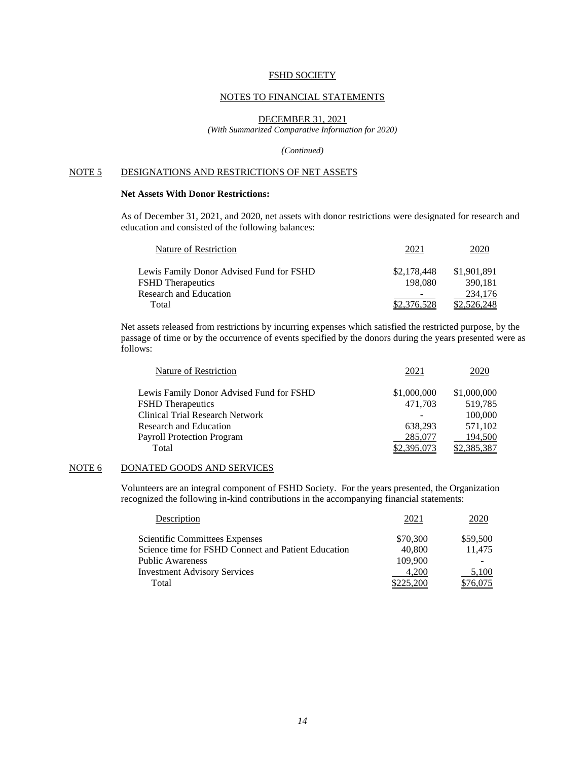FSHD SOCIETY

NOTES TO FINANCIAL STATEMENTS

DECEMBER 31, 2021

*(With Summarized Comparative Information for 2020)*

*(Continued)*

## NOTE 5 DESIGNATIONS AND RESTRICTIONS OF NET ASSETS

**Net Assets With Donor Restrictions:**

As of December 31, 2021, and 2020, net assets with donor restrictions were designated for research and education and consisted of the following balances:

| Nature of Restriction | 2021 | 2020 |
|---|---|---|
| Lewis Family Donor Advised Fund for FSHD | $2,178,448 | $1,901,891 |
| FSHD Therapeutics | 198,080 | 390,181 |
| Research and Education | - | 234,176 |
| Total | $2,376,528 | $2,526,248 |

Net assets released from restrictions by incurring expenses which satisfied the restricted purpose, by the passage of time or by the occurrence of events specified by the donors during the years presented were as follows:

| Nature of Restriction | 2021 | 2020 |
|---|---|---|
| Lewis Family Donor Advised Fund for FSHD | $1,000,000 | $1,000,000 |
| FSHD Therapeutics | 471,703 | 519,785 |
| Clinical Trial Research Network | - | 100,000 |
| Research and Education | 638,293 | 571,102 |
| Payroll Protection Program | 285,077 | 194,500 |
| Total | $2,395,073 | $2,385,387 |

## NOTE 6 DONATED GOODS AND SERVICES

Volunteers are an integral component of FSHD Society. For the years presented, the Organization recognized the following in-kind contributions in the accompanying financial statements:

| Description | 2021 | 2020 |
|---|---|---|
| Scientific Committees Expenses | $70,300 | $59,500 |
| Science time for FSHD Connect and Patient Education | 40,800 | 11,475 |
| Public Awareness | 109,900 | - |
| Investment Advisory Services | 4,200 | 5,100 |
| Total | $225,200 | $76,075 |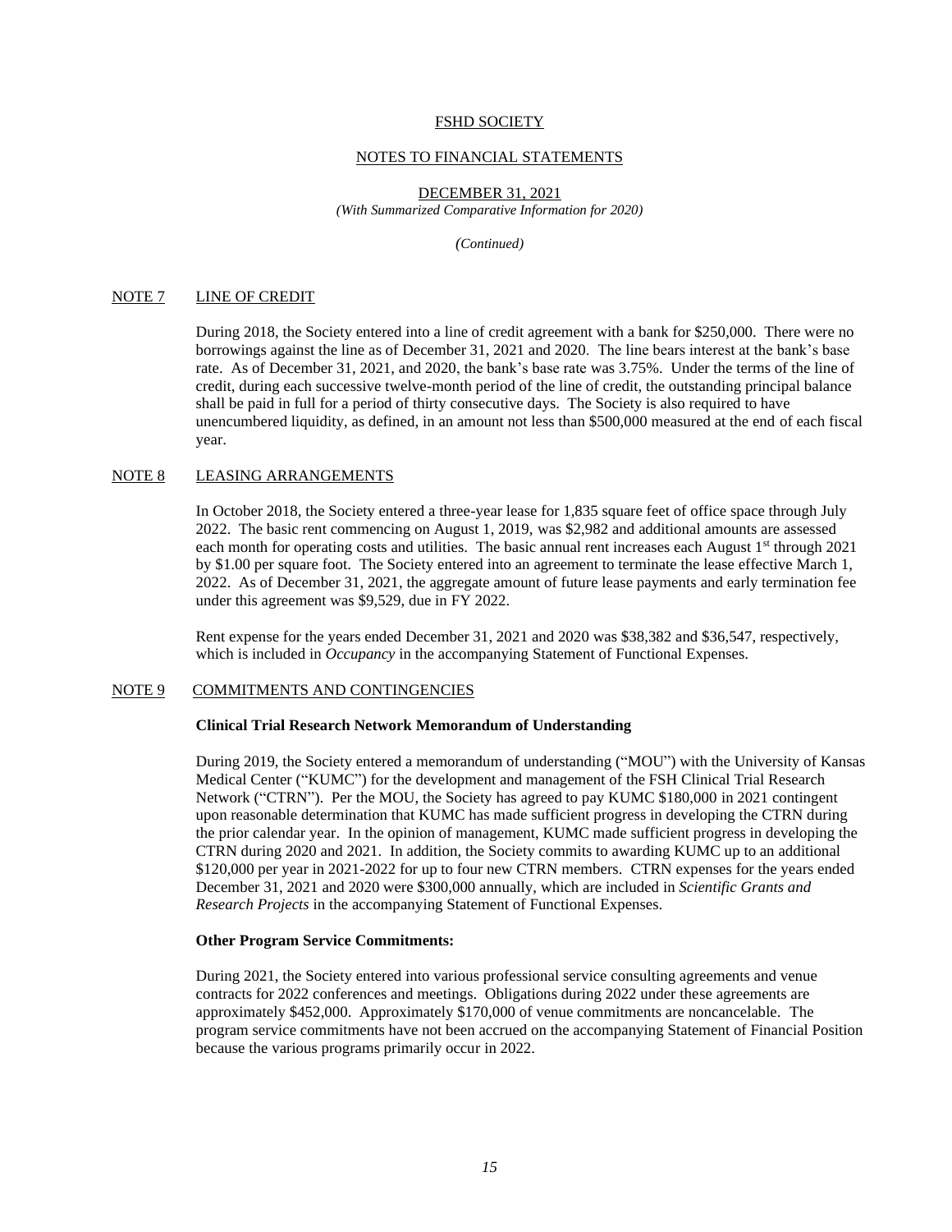FSHD SOCIETY

NOTES TO FINANCIAL STATEMENTS

DECEMBER 31, 2021
*(With Summarized Comparative Information for 2020)*

*(Continued)*

## NOTE 7 LINE OF CREDIT

During 2018, the Society entered into a line of credit agreement with a bank for $250,000. There were no borrowings against the line as of December 31, 2021 and 2020. The line bears interest at the bank's base rate. As of December 31, 2021, and 2020, the bank's base rate was 3.75%. Under the terms of the line of credit, during each successive twelve-month period of the line of credit, the outstanding principal balance shall be paid in full for a period of thirty consecutive days. The Society is also required to have unencumbered liquidity, as defined, in an amount not less than $500,000 measured at the end of each fiscal year.

## NOTE 8 LEASING ARRANGEMENTS

In October 2018, the Society entered a three-year lease for 1,835 square feet of office space through July 2022. The basic rent commencing on August 1, 2019, was $2,982 and additional amounts are assessed each month for operating costs and utilities. The basic annual rent increases each August 1st through 2021 by $1.00 per square foot. The Society entered into an agreement to terminate the lease effective March 1, 2022. As of December 31, 2021, the aggregate amount of future lease payments and early termination fee under this agreement was $9,529, due in FY 2022.

Rent expense for the years ended December 31, 2021 and 2020 was $38,382 and $36,547, respectively, which is included in *Occupancy* in the accompanying Statement of Functional Expenses.

## NOTE 9 COMMITMENTS AND CONTINGENCIES

**Clinical Trial Research Network Memorandum of Understanding**

During 2019, the Society entered a memorandum of understanding ("MOU") with the University of Kansas Medical Center ("KUMC") for the development and management of the FSH Clinical Trial Research Network ("CTRN"). Per the MOU, the Society has agreed to pay KUMC $180,000 in 2021 contingent upon reasonable determination that KUMC has made sufficient progress in developing the CTRN during the prior calendar year. In the opinion of management, KUMC made sufficient progress in developing the CTRN during 2020 and 2021. In addition, the Society commits to awarding KUMC up to an additional $120,000 per year in 2021-2022 for up to four new CTRN members. CTRN expenses for the years ended December 31, 2021 and 2020 were $300,000 annually, which are included in *Scientific Grants and Research Projects* in the accompanying Statement of Functional Expenses.

**Other Program Service Commitments:**

During 2021, the Society entered into various professional service consulting agreements and venue contracts for 2022 conferences and meetings. Obligations during 2022 under these agreements are approximately $452,000. Approximately $170,000 of venue commitments are noncancelable. The program service commitments have not been accrued on the accompanying Statement of Financial Position because the various programs primarily occur in 2022.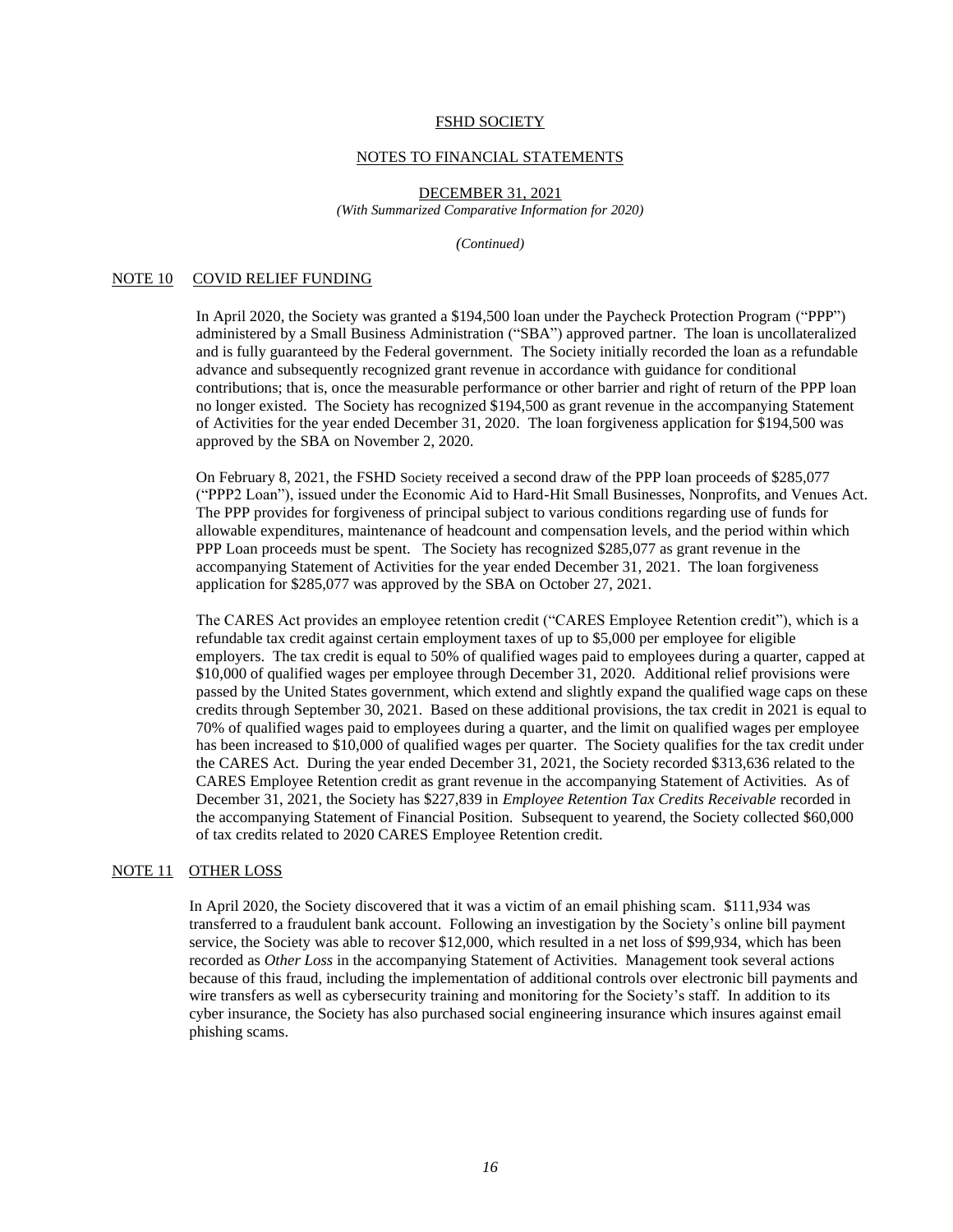FSHD SOCIETY

NOTES TO FINANCIAL STATEMENTS

DECEMBER 31, 2021

*(With Summarized Comparative Information for 2020)*

*(Continued)*

## NOTE 10 COVID RELIEF FUNDING

In April 2020, the Society was granted a $194,500 loan under the Paycheck Protection Program ("PPP") administered by a Small Business Administration ("SBA") approved partner. The loan is uncollateralized and is fully guaranteed by the Federal government. The Society initially recorded the loan as a refundable advance and subsequently recognized grant revenue in accordance with guidance for conditional contributions; that is, once the measurable performance or other barrier and right of return of the PPP loan no longer existed. The Society has recognized $194,500 as grant revenue in the accompanying Statement of Activities for the year ended December 31, 2020. The loan forgiveness application for $194,500 was approved by the SBA on November 2, 2020.

On February 8, 2021, the FSHD Society received a second draw of the PPP loan proceeds of $285,077 ("PPP2 Loan"), issued under the Economic Aid to Hard-Hit Small Businesses, Nonprofits, and Venues Act. The PPP provides for forgiveness of principal subject to various conditions regarding use of funds for allowable expenditures, maintenance of headcount and compensation levels, and the period within which PPP Loan proceeds must be spent. The Society has recognized $285,077 as grant revenue in the accompanying Statement of Activities for the year ended December 31, 2021. The loan forgiveness application for $285,077 was approved by the SBA on October 27, 2021.

The CARES Act provides an employee retention credit ("CARES Employee Retention credit"), which is a refundable tax credit against certain employment taxes of up to $5,000 per employee for eligible employers. The tax credit is equal to 50% of qualified wages paid to employees during a quarter, capped at $10,000 of qualified wages per employee through December 31, 2020. Additional relief provisions were passed by the United States government, which extend and slightly expand the qualified wage caps on these credits through September 30, 2021. Based on these additional provisions, the tax credit in 2021 is equal to 70% of qualified wages paid to employees during a quarter, and the limit on qualified wages per employee has been increased to $10,000 of qualified wages per quarter. The Society qualifies for the tax credit under the CARES Act. During the year ended December 31, 2021, the Society recorded $313,636 related to the CARES Employee Retention credit as grant revenue in the accompanying Statement of Activities. As of December 31, 2021, the Society has $227,839 in *Employee Retention Tax Credits Receivable* recorded in the accompanying Statement of Financial Position. Subsequent to yearend, the Society collected $60,000 of tax credits related to 2020 CARES Employee Retention credit.

## NOTE 11 OTHER LOSS

In April 2020, the Society discovered that it was a victim of an email phishing scam. $111,934 was transferred to a fraudulent bank account. Following an investigation by the Society's online bill payment service, the Society was able to recover $12,000, which resulted in a net loss of $99,934, which has been recorded as *Other Loss* in the accompanying Statement of Activities. Management took several actions because of this fraud, including the implementation of additional controls over electronic bill payments and wire transfers as well as cybersecurity training and monitoring for the Society's staff. In addition to its cyber insurance, the Society has also purchased social engineering insurance which insures against email phishing scams.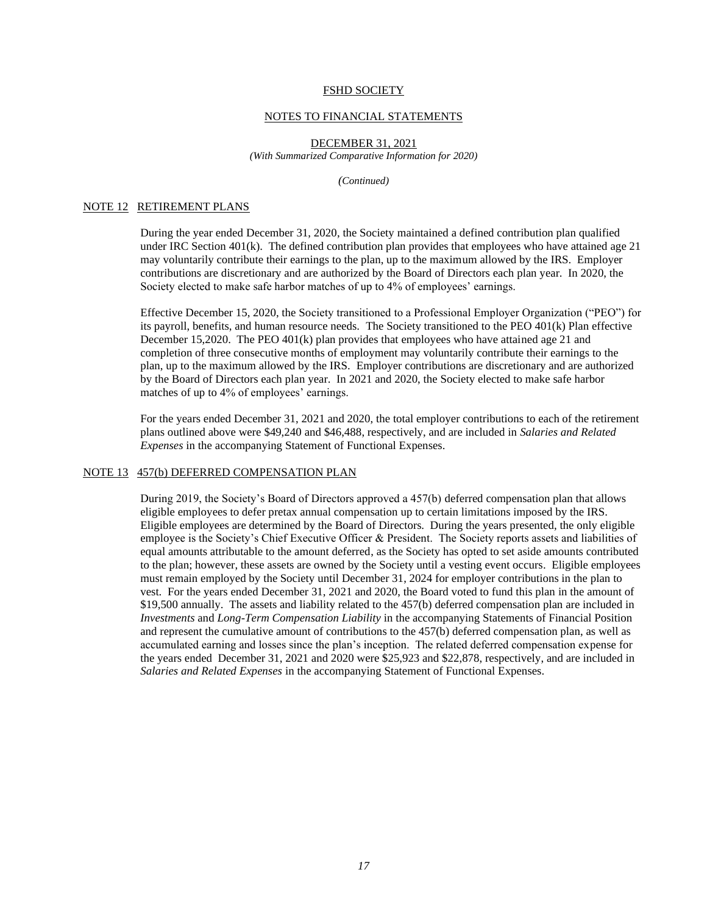FSHD SOCIETY

NOTES TO FINANCIAL STATEMENTS

DECEMBER 31, 2021

*(With Summarized Comparative Information for 2020)*

*(Continued)*

## NOTE 12 RETIREMENT PLANS

During the year ended December 31, 2020, the Society maintained a defined contribution plan qualified under IRC Section 401(k). The defined contribution plan provides that employees who have attained age 21 may voluntarily contribute their earnings to the plan, up to the maximum allowed by the IRS. Employer contributions are discretionary and are authorized by the Board of Directors each plan year. In 2020, the Society elected to make safe harbor matches of up to 4% of employees' earnings.

Effective December 15, 2020, the Society transitioned to a Professional Employer Organization ("PEO") for its payroll, benefits, and human resource needs. The Society transitioned to the PEO 401(k) Plan effective December 15,2020. The PEO 401(k) plan provides that employees who have attained age 21 and completion of three consecutive months of employment may voluntarily contribute their earnings to the plan, up to the maximum allowed by the IRS. Employer contributions are discretionary and are authorized by the Board of Directors each plan year. In 2021 and 2020, the Society elected to make safe harbor matches of up to 4% of employees' earnings.

For the years ended December 31, 2021 and 2020, the total employer contributions to each of the retirement plans outlined above were $49,240 and $46,488, respectively, and are included in *Salaries and Related Expenses* in the accompanying Statement of Functional Expenses.

## NOTE 13 457(b) DEFERRED COMPENSATION PLAN

During 2019, the Society's Board of Directors approved a 457(b) deferred compensation plan that allows eligible employees to defer pretax annual compensation up to certain limitations imposed by the IRS. Eligible employees are determined by the Board of Directors. During the years presented, the only eligible employee is the Society's Chief Executive Officer & President. The Society reports assets and liabilities of equal amounts attributable to the amount deferred, as the Society has opted to set aside amounts contributed to the plan; however, these assets are owned by the Society until a vesting event occurs. Eligible employees must remain employed by the Society until December 31, 2024 for employer contributions in the plan to vest. For the years ended December 31, 2021 and 2020, the Board voted to fund this plan in the amount of $19,500 annually. The assets and liability related to the 457(b) deferred compensation plan are included in *Investments* and *Long-Term Compensation Liability* in the accompanying Statements of Financial Position and represent the cumulative amount of contributions to the 457(b) deferred compensation plan, as well as accumulated earning and losses since the plan's inception. The related deferred compensation expense for the years ended December 31, 2021 and 2020 were $25,923 and $22,878, respectively, and are included in *Salaries and Related Expenses* in the accompanying Statement of Functional Expenses.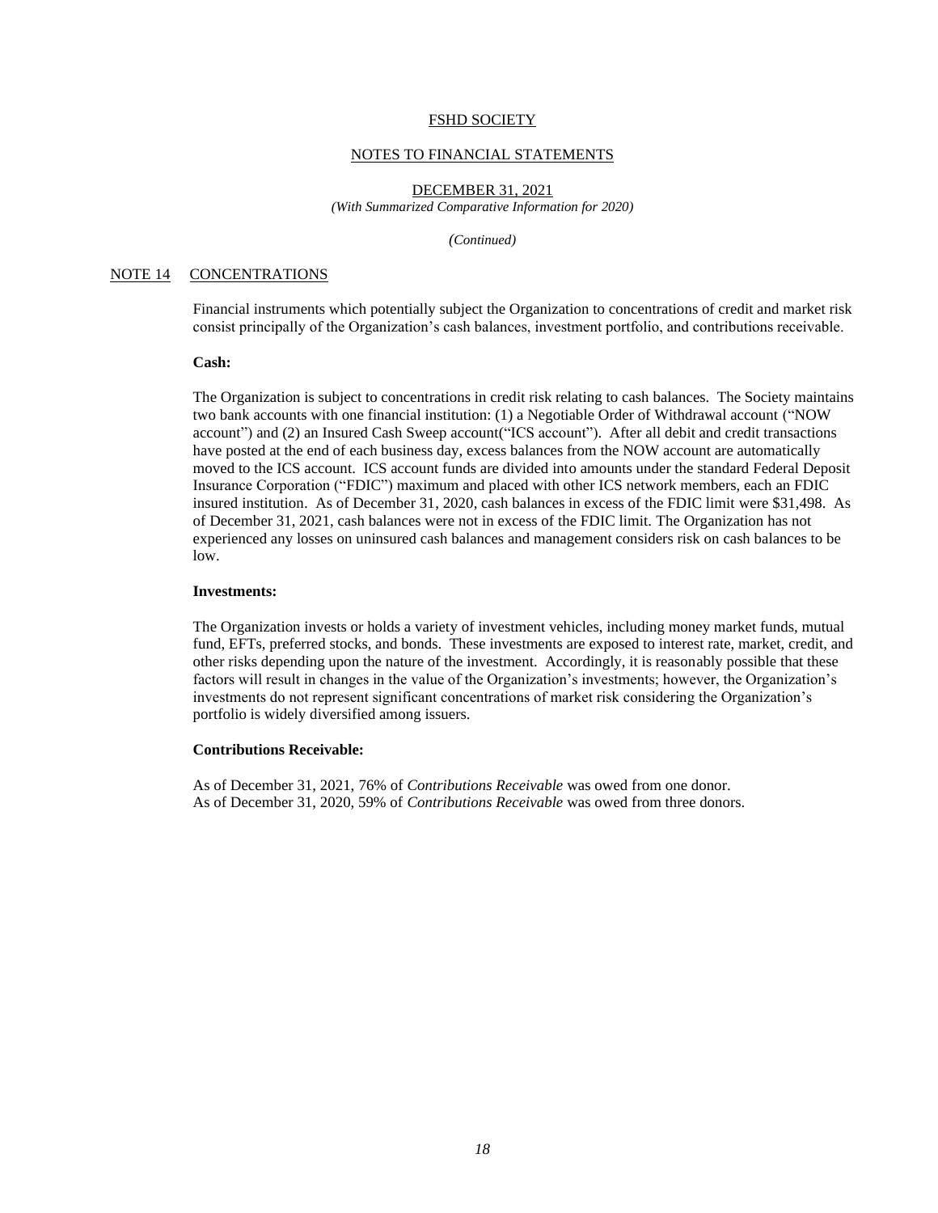FSHD SOCIETY

NOTES TO FINANCIAL STATEMENTS

DECEMBER 31, 2021
*(With Summarized Comparative Information for 2020)*

*(Continued)*

## NOTE 14 CONCENTRATIONS

Financial instruments which potentially subject the Organization to concentrations of credit and market risk consist principally of the Organization's cash balances, investment portfolio, and contributions receivable.

**Cash:**

The Organization is subject to concentrations in credit risk relating to cash balances. The Society maintains two bank accounts with one financial institution: (1) a Negotiable Order of Withdrawal account ("NOW account") and (2) an Insured Cash Sweep account("ICS account"). After all debit and credit transactions have posted at the end of each business day, excess balances from the NOW account are automatically moved to the ICS account. ICS account funds are divided into amounts under the standard Federal Deposit Insurance Corporation ("FDIC") maximum and placed with other ICS network members, each an FDIC insured institution. As of December 31, 2020, cash balances in excess of the FDIC limit were $31,498. As of December 31, 2021, cash balances were not in excess of the FDIC limit. The Organization has not experienced any losses on uninsured cash balances and management considers risk on cash balances to be low.

**Investments:**

The Organization invests or holds a variety of investment vehicles, including money market funds, mutual fund, EFTs, preferred stocks, and bonds. These investments are exposed to interest rate, market, credit, and other risks depending upon the nature of the investment. Accordingly, it is reasonably possible that these factors will result in changes in the value of the Organization's investments; however, the Organization's investments do not represent significant concentrations of market risk considering the Organization's portfolio is widely diversified among issuers.

**Contributions Receivable:**

As of December 31, 2021, 76% of *Contributions Receivable* was owed from one donor.
As of December 31, 2020, 59% of *Contributions Receivable* was owed from three donors.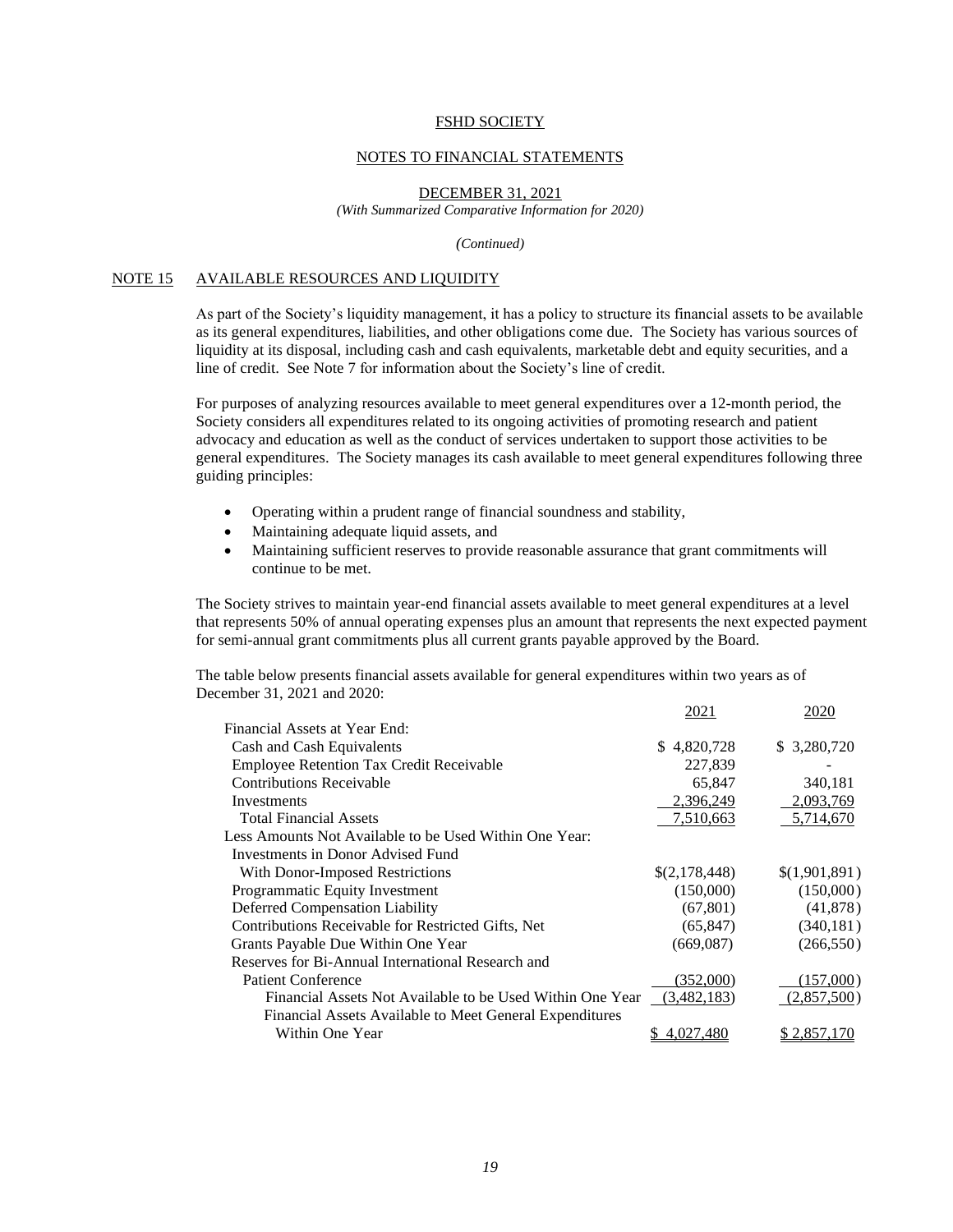FSHD SOCIETY

NOTES TO FINANCIAL STATEMENTS

DECEMBER 31, 2021

*(With Summarized Comparative Information for 2020)*

*(Continued)*

## NOTE 15 AVAILABLE RESOURCES AND LIQUIDITY

As part of the Society's liquidity management, it has a policy to structure its financial assets to be available as its general expenditures, liabilities, and other obligations come due. The Society has various sources of liquidity at its disposal, including cash and cash equivalents, marketable debt and equity securities, and a line of credit. See Note 7 for information about the Society's line of credit.

For purposes of analyzing resources available to meet general expenditures over a 12-month period, the Society considers all expenditures related to its ongoing activities of promoting research and patient advocacy and education as well as the conduct of services undertaken to support those activities to be general expenditures. The Society manages its cash available to meet general expenditures following three guiding principles:

- Operating within a prudent range of financial soundness and stability,
- Maintaining adequate liquid assets, and
- Maintaining sufficient reserves to provide reasonable assurance that grant commitments will continue to be met.

The Society strives to maintain year-end financial assets available to meet general expenditures at a level that represents 50% of annual operating expenses plus an amount that represents the next expected payment for semi-annual grant commitments plus all current grants payable approved by the Board.

The table below presents financial assets available for general expenditures within two years as of December 31, 2021 and 2020:

| | 2021 | 2020 |
|---|---|---|
| Financial Assets at Year End: | | |
| Cash and Cash Equivalents | $ 4,820,728 | $ 3,280,720 |
| Employee Retention Tax Credit Receivable | 227,839 | - |
| Contributions Receivable | 65,847 | 340,181 |
| Investments | 2,396,249 | 2,093,769 |
| Total Financial Assets | 7,510,663 | 5,714,670 |
| Less Amounts Not Available to be Used Within One Year: | | |
| Investments in Donor Advised Fund With Donor-Imposed Restrictions | $(2,178,448) | $(1,901,891) |
| Programmatic Equity Investment | (150,000) | (150,000) |
| Deferred Compensation Liability | (67,801) | (41,878) |
| Contributions Receivable for Restricted Gifts, Net | (65,847) | (340,181) |
| Grants Payable Due Within One Year | (669,087) | (266,550) |
| Reserves for Bi-Annual International Research and Patient Conference | (352,000) | (157,000) |
| Financial Assets Not Available to be Used Within One Year | (3,482,183) | (2,857,500) |
| Financial Assets Available to Meet General Expenditures Within One Year | $ 4,027,480 | $ 2,857,170 |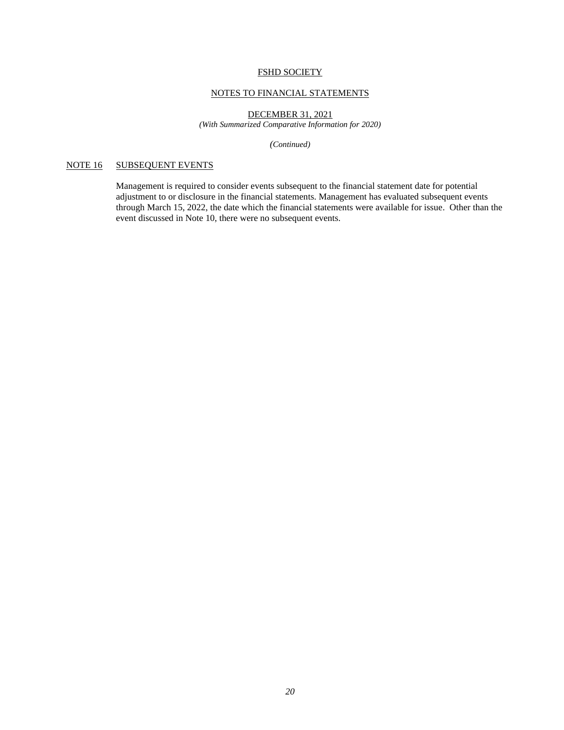FSHD SOCIETY

NOTES TO FINANCIAL STATEMENTS

DECEMBER 31, 2021
*(With Summarized Comparative Information for 2020)*

*(Continued)*

## NOTE 16 SUBSEQUENT EVENTS

Management is required to consider events subsequent to the financial statement date for potential adjustment to or disclosure in the financial statements. Management has evaluated subsequent events through March 15, 2022, the date which the financial statements were available for issue. Other than the event discussed in Note 10, there were no subsequent events.